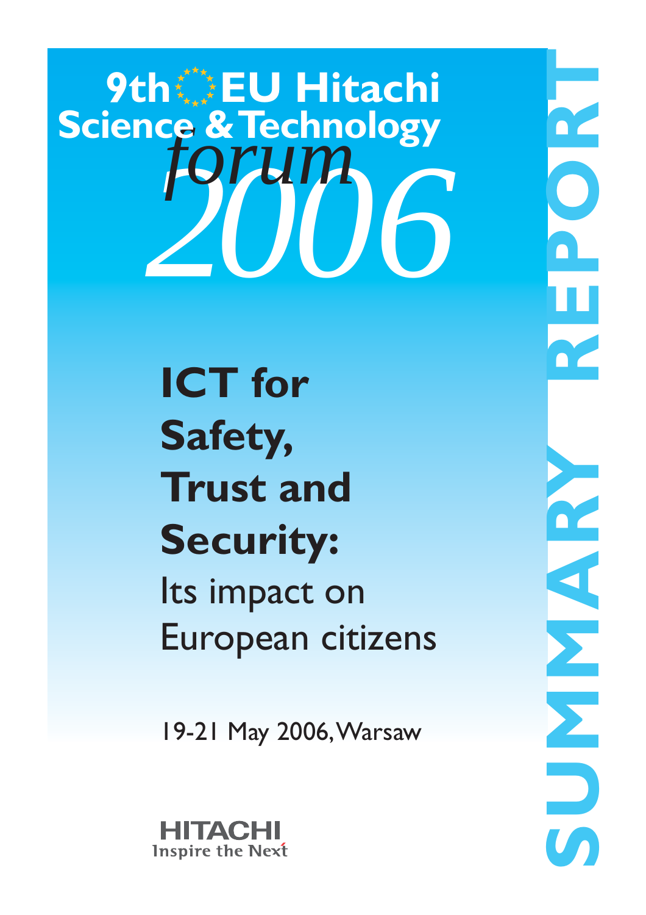# 9th EU Hitachi Science & Technology *forum* *2006*

# ICT for Safety, Trust and Security:

## Its impact on European citizens

19-21 May 2006, Warsaw

SUMMARY REPORT

HITACHI
Inspire the Next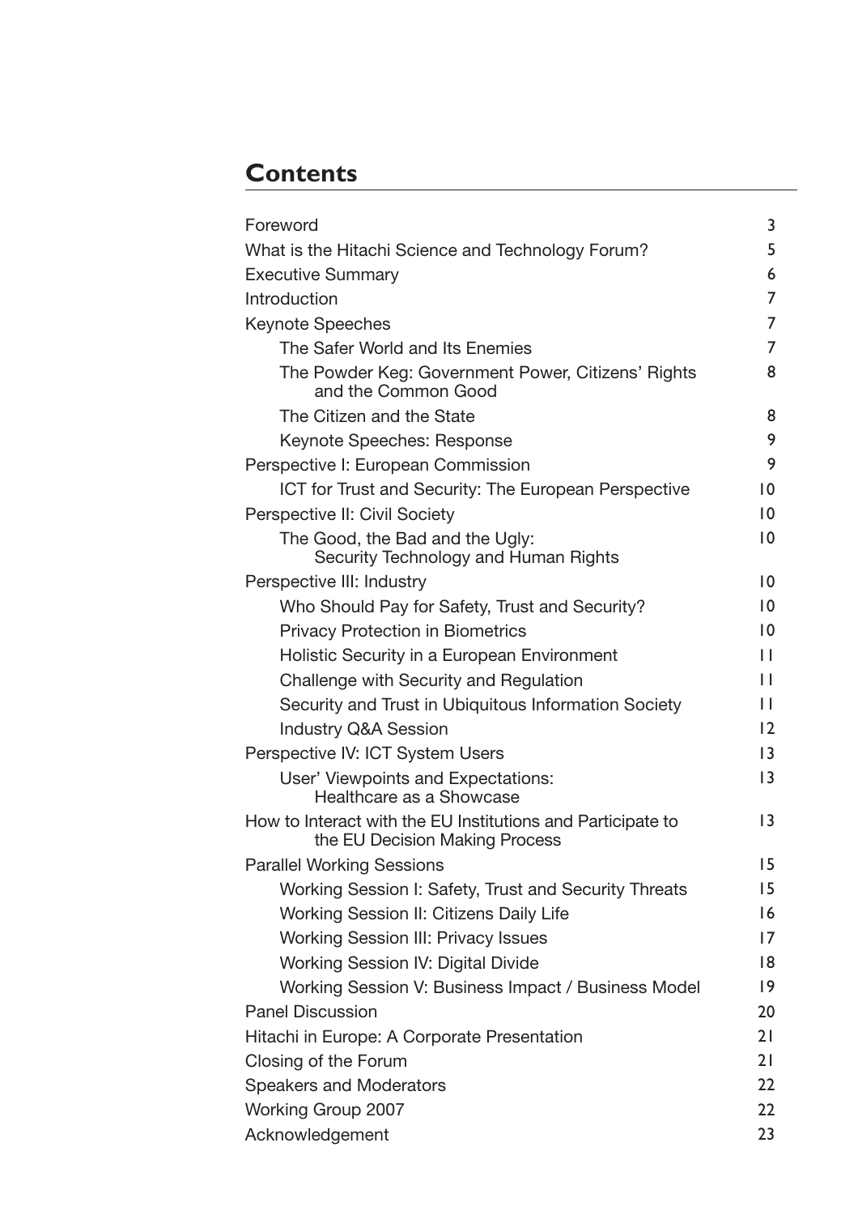# Contents

| | |
|---|---|
| Foreword | 3 |
| What is the Hitachi Science and Technology Forum? | 5 |
| Executive Summary | 6 |
| Introduction | 7 |
| Keynote Speeches | 7 |
| The Safer World and Its Enemies | 7 |
| The Powder Keg: Government Power, Citizens' Rights and the Common Good | 8 |
| The Citizen and the State | 8 |
| Keynote Speeches: Response | 9 |
| Perspective I: European Commission | 9 |
| ICT for Trust and Security: The European Perspective | 10 |
| Perspective II: Civil Society | 10 |
| The Good, the Bad and the Ugly: Security Technology and Human Rights | 10 |
| Perspective III: Industry | 10 |
| Who Should Pay for Safety, Trust and Security? | 10 |
| Privacy Protection in Biometrics | 10 |
| Holistic Security in a European Environment | 11 |
| Challenge with Security and Regulation | 11 |
| Security and Trust in Ubiquitous Information Society | 11 |
| Industry Q&A Session | 12 |
| Perspective IV: ICT System Users | 13 |
| User' Viewpoints and Expectations: Healthcare as a Showcase | 13 |
| How to Interact with the EU Institutions and Participate to the EU Decision Making Process | 13 |
| Parallel Working Sessions | 15 |
| Working Session I: Safety, Trust and Security Threats | 15 |
| Working Session II: Citizens Daily Life | 16 |
| Working Session III: Privacy Issues | 17 |
| Working Session IV: Digital Divide | 18 |
| Working Session V: Business Impact / Business Model | 19 |
| Panel Discussion | 20 |
| Hitachi in Europe: A Corporate Presentation | 21 |
| Closing of the Forum | 21 |
| Speakers and Moderators | 22 |
| Working Group 2007 | 22 |
| Acknowledgement | 23 |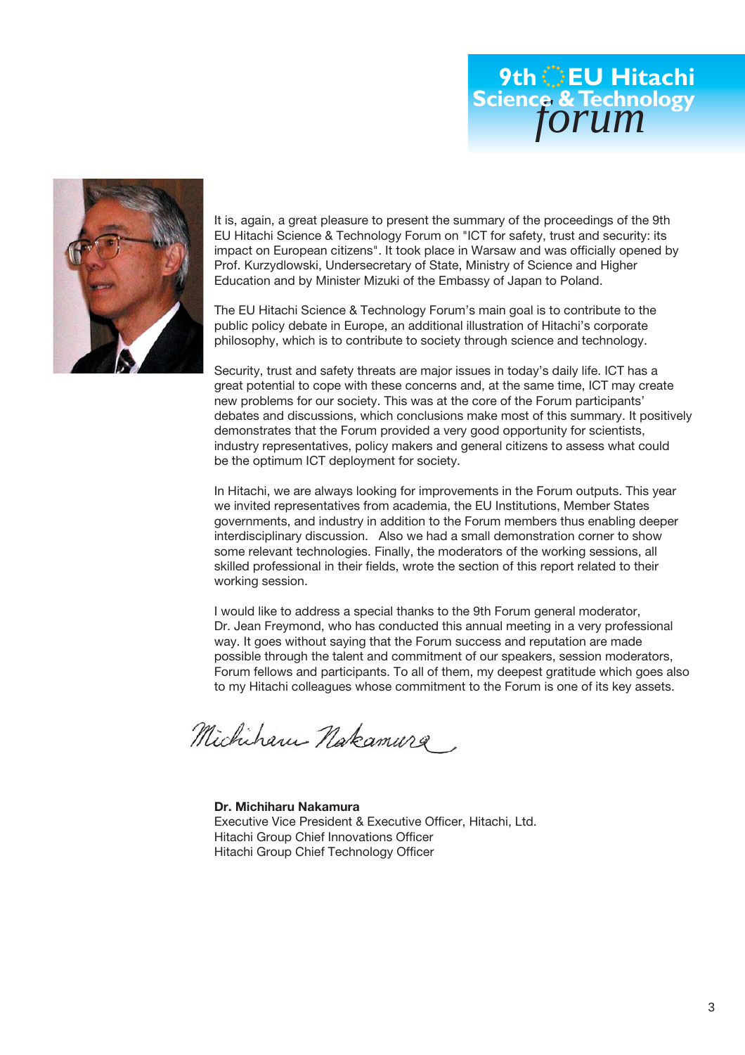# 9th EU Hitachi Science & Technology forum

It is, again, a great pleasure to present the summary of the proceedings of the 9th EU Hitachi Science & Technology Forum on "ICT for safety, trust and security: its impact on European citizens". It took place in Warsaw and was officially opened by Prof. Kurzydlowski, Undersecretary of State, Ministry of Science and Higher Education and by Minister Mizuki of the Embassy of Japan to Poland.

The EU Hitachi Science & Technology Forum's main goal is to contribute to the public policy debate in Europe, an additional illustration of Hitachi's corporate philosophy, which is to contribute to society through science and technology.

Security, trust and safety threats are major issues in today's daily life. ICT has a great potential to cope with these concerns and, at the same time, ICT may create new problems for our society. This was at the core of the Forum participants' debates and discussions, which conclusions make most of this summary. It positively demonstrates that the Forum provided a very good opportunity for scientists, industry representatives, policy makers and general citizens to assess what could be the optimum ICT deployment for society.

In Hitachi, we are always looking for improvements in the Forum outputs. This year we invited representatives from academia, the EU Institutions, Member States governments, and industry in addition to the Forum members thus enabling deeper interdisciplinary discussion. Also we had a small demonstration corner to show some relevant technologies. Finally, the moderators of the working sessions, all skilled professional in their fields, wrote the section of this report related to their working session.

I would like to address a special thanks to the 9th Forum general moderator, Dr. Jean Freymond, who has conducted this annual meeting in a very professional way. It goes without saying that the Forum success and reputation are made possible through the talent and commitment of our speakers, session moderators, Forum fellows and participants. To all of them, my deepest gratitude which goes also to my Hitachi colleagues whose commitment to the Forum is one of its key assets.

*Michiharu Nakamura*

**Dr. Michiharu Nakamura**  
Executive Vice President & Executive Officer, Hitachi, Ltd.  
Hitachi Group Chief Innovations Officer  
Hitachi Group Chief Technology Officer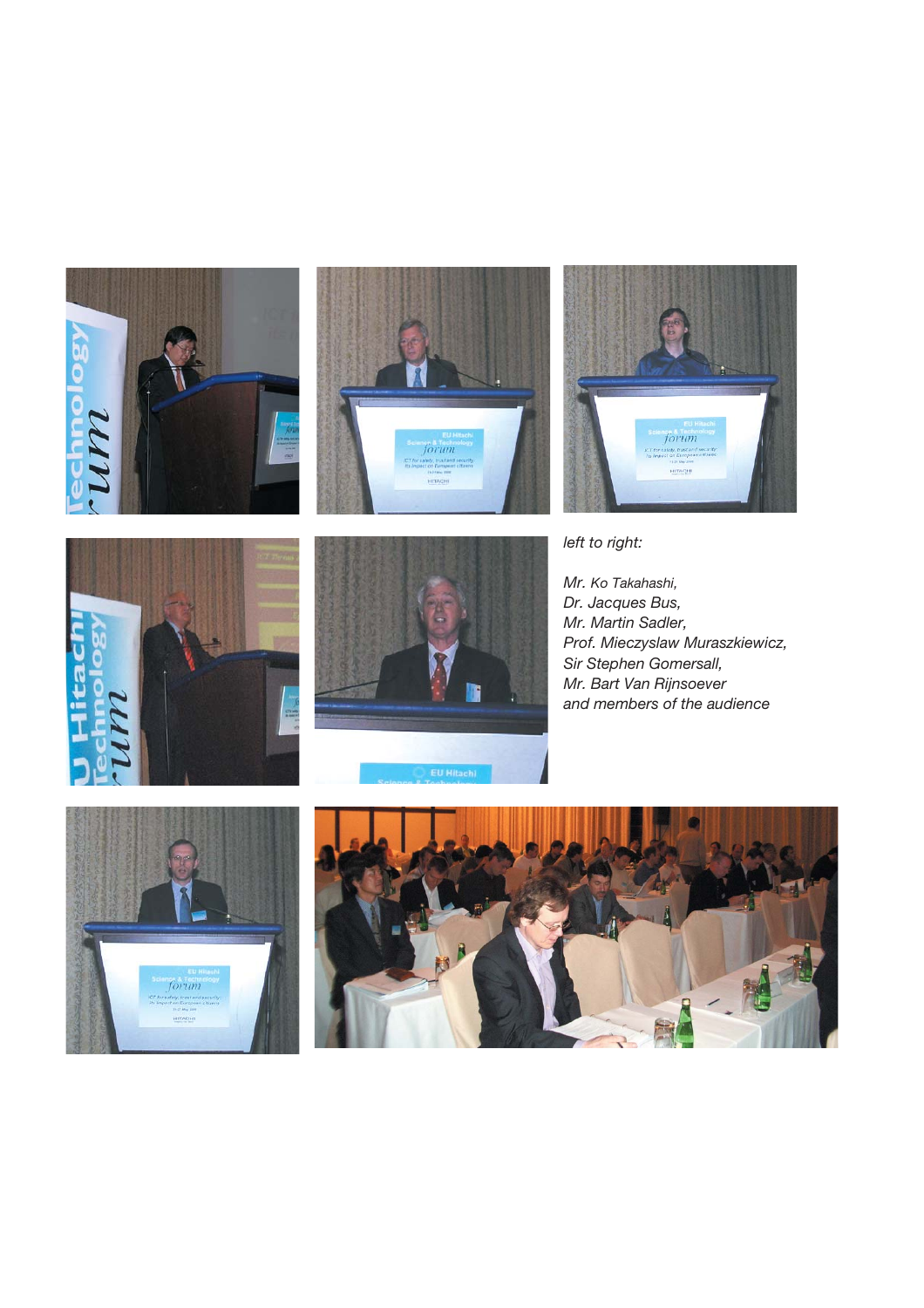*left to right:*

*Mr. Ko Takahashi,*
*Dr. Jacques Bus,*
*Mr. Martin Sadler,*
*Prof. Mieczyslaw Muraszkiewicz,*
*Sir Stephen Gomersall,*
*Mr. Bart Van Rijnsoever*
*and members of the audience*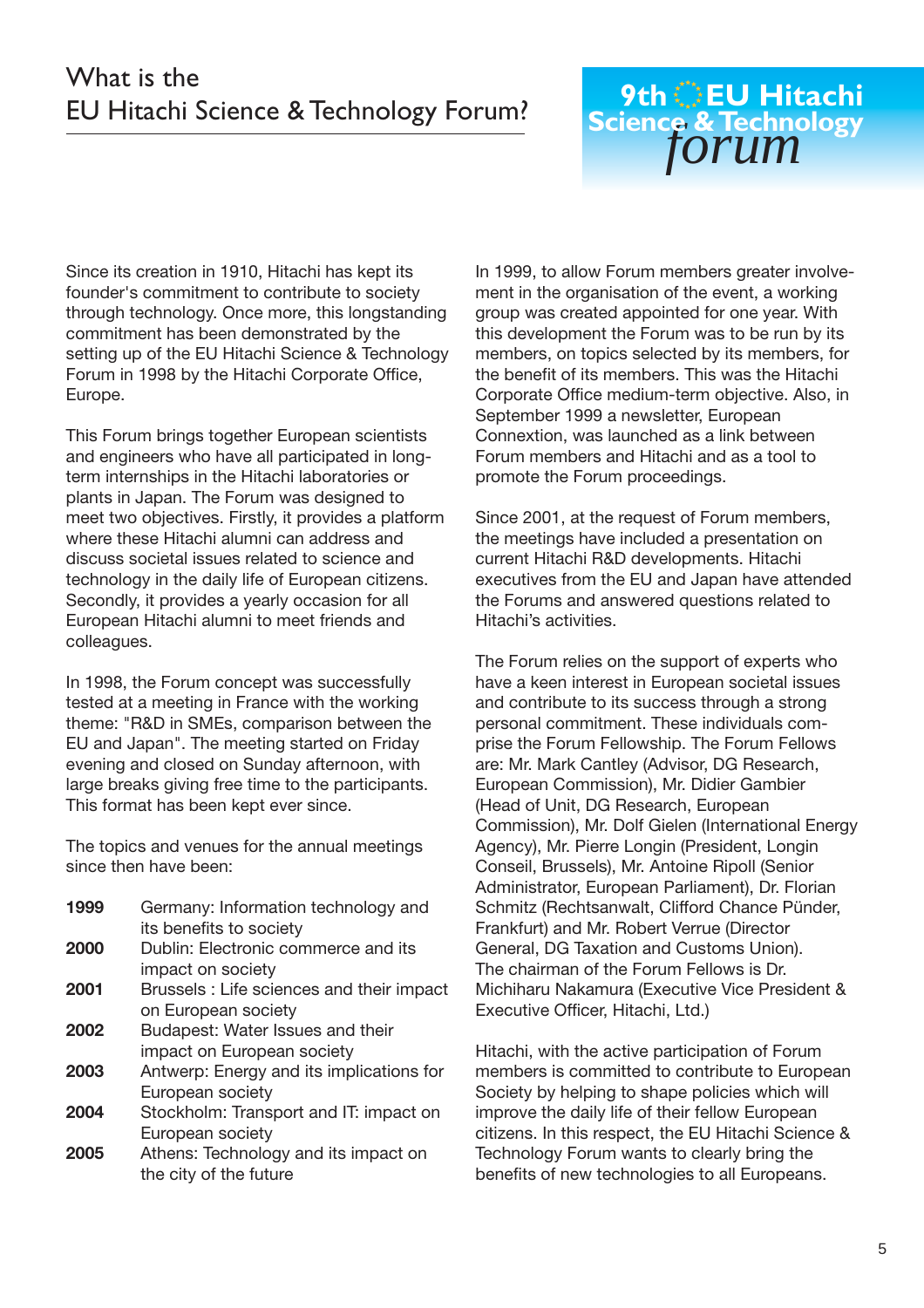# What is the EU Hitachi Science & Technology Forum?

9th EU Hitachi Science & Technology *forum*

Since its creation in 1910, Hitachi has kept its founder's commitment to contribute to society through technology. Once more, this longstanding commitment has been demonstrated by the setting up of the EU Hitachi Science & Technology Forum in 1998 by the Hitachi Corporate Office, Europe.

This Forum brings together European scientists and engineers who have all participated in long-term internships in the Hitachi laboratories or plants in Japan. The Forum was designed to meet two objectives. Firstly, it provides a platform where these Hitachi alumni can address and discuss societal issues related to science and technology in the daily life of European citizens. Secondly, it provides a yearly occasion for all European Hitachi alumni to meet friends and colleagues.

In 1998, the Forum concept was successfully tested at a meeting in France with the working theme: "R&D in SMEs, comparison between the EU and Japan". The meeting started on Friday evening and closed on Sunday afternoon, with large breaks giving free time to the participants. This format has been kept ever since.

The topics and venues for the annual meetings since then have been:

**1999** Germany: Information technology and its benefits to society
**2000** Dublin: Electronic commerce and its impact on society
**2001** Brussels : Life sciences and their impact on European society
**2002** Budapest: Water Issues and their impact on European society
**2003** Antwerp: Energy and its implications for European society
**2004** Stockholm: Transport and IT: impact on European society
**2005** Athens: Technology and its impact on the city of the future

In 1999, to allow Forum members greater involvement in the organisation of the event, a working group was created appointed for one year. With this development the Forum was to be run by its members, on topics selected by its members, for the benefit of its members. This was the Hitachi Corporate Office medium-term objective. Also, in September 1999 a newsletter, European Connextion, was launched as a link between Forum members and Hitachi and as a tool to promote the Forum proceedings.

Since 2001, at the request of Forum members, the meetings have included a presentation on current Hitachi R&D developments. Hitachi executives from the EU and Japan have attended the Forums and answered questions related to Hitachi's activities.

The Forum relies on the support of experts who have a keen interest in European societal issues and contribute to its success through a strong personal commitment. These individuals comprise the Forum Fellowship. The Forum Fellows are: Mr. Mark Cantley (Advisor, DG Research, European Commission), Mr. Didier Gambier (Head of Unit, DG Research, European Commission), Mr. Dolf Gielen (International Energy Agency), Mr. Pierre Longin (President, Longin Conseil, Brussels), Mr. Antoine Ripoll (Senior Administrator, European Parliament), Dr. Florian Schmitz (Rechtsanwalt, Clifford Chance Pünder, Frankfurt) and Mr. Robert Verrue (Director General, DG Taxation and Customs Union). The chairman of the Forum Fellows is Dr. Michiharu Nakamura (Executive Vice President & Executive Officer, Hitachi, Ltd.)

Hitachi, with the active participation of Forum members is committed to contribute to European Society by helping to shape policies which will improve the daily life of their fellow European citizens. In this respect, the EU Hitachi Science & Technology Forum wants to clearly bring the benefits of new technologies to all Europeans.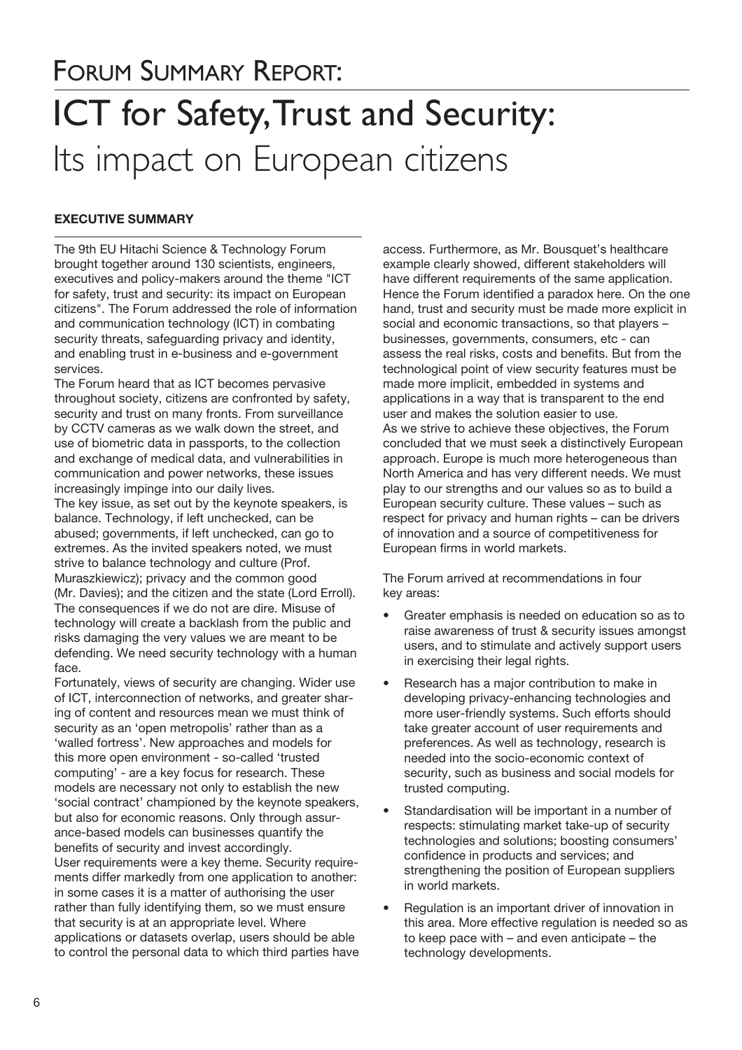# Forum Summary Report:

# ICT for Safety, Trust and Security: Its impact on European citizens

## EXECUTIVE SUMMARY

The 9th EU Hitachi Science & Technology Forum brought together around 130 scientists, engineers, executives and policy-makers around the theme "ICT for safety, trust and security: its impact on European citizens". The Forum addressed the role of information and communication technology (ICT) in combating security threats, safeguarding privacy and identity, and enabling trust in e-business and e-government services.

The Forum heard that as ICT becomes pervasive throughout society, citizens are confronted by safety, security and trust on many fronts. From surveillance by CCTV cameras as we walk down the street, and use of biometric data in passports, to the collection and exchange of medical data, and vulnerabilities in communication and power networks, these issues increasingly impinge into our daily lives.

The key issue, as set out by the keynote speakers, is balance. Technology, if left unchecked, can be abused; governments, if left unchecked, can go to extremes. As the invited speakers noted, we must strive to balance technology and culture (Prof. Muraszkiewicz); privacy and the common good (Mr. Davies); and the citizen and the state (Lord Erroll). The consequences if we do not are dire. Misuse of technology will create a backlash from the public and risks damaging the very values we are meant to be defending. We need security technology with a human face.

Fortunately, views of security are changing. Wider use of ICT, interconnection of networks, and greater sharing of content and resources mean we must think of security as an 'open metropolis' rather than as a 'walled fortress'. New approaches and models for this more open environment - so-called 'trusted computing' - are a key focus for research. These models are necessary not only to establish the new 'social contract' championed by the keynote speakers, but also for economic reasons. Only through assurance-based models can businesses quantify the benefits of security and invest accordingly.

User requirements were a key theme. Security requirements differ markedly from one application to another: in some cases it is a matter of authorising the user rather than fully identifying them, so we must ensure that security is at an appropriate level. Where applications or datasets overlap, users should be able to control the personal data to which third parties have access. Furthermore, as Mr. Bousquet's healthcare example clearly showed, different stakeholders will have different requirements of the same application. Hence the Forum identified a paradox here. On the one hand, trust and security must be made more explicit in social and economic transactions, so that players – businesses, governments, consumers, etc - can assess the real risks, costs and benefits. But from the technological point of view security features must be made more implicit, embedded in systems and applications in a way that is transparent to the end user and makes the solution easier to use.

As we strive to achieve these objectives, the Forum concluded that we must seek a distinctively European approach. Europe is much more heterogeneous than North America and has very different needs. We must play to our strengths and our values so as to build a European security culture. These values – such as respect for privacy and human rights – can be drivers of innovation and a source of competitiveness for European firms in world markets.

The Forum arrived at recommendations in four key areas:

- Greater emphasis is needed on education so as to raise awareness of trust & security issues amongst users, and to stimulate and actively support users in exercising their legal rights.
- Research has a major contribution to make in developing privacy-enhancing technologies and more user-friendly systems. Such efforts should take greater account of user requirements and preferences. As well as technology, research is needed into the socio-economic context of security, such as business and social models for trusted computing.
- Standardisation will be important in a number of respects: stimulating market take-up of security technologies and solutions; boosting consumers' confidence in products and services; and strengthening the position of European suppliers in world markets.
- Regulation is an important driver of innovation in this area. More effective regulation is needed so as to keep pace with – and even anticipate – the technology developments.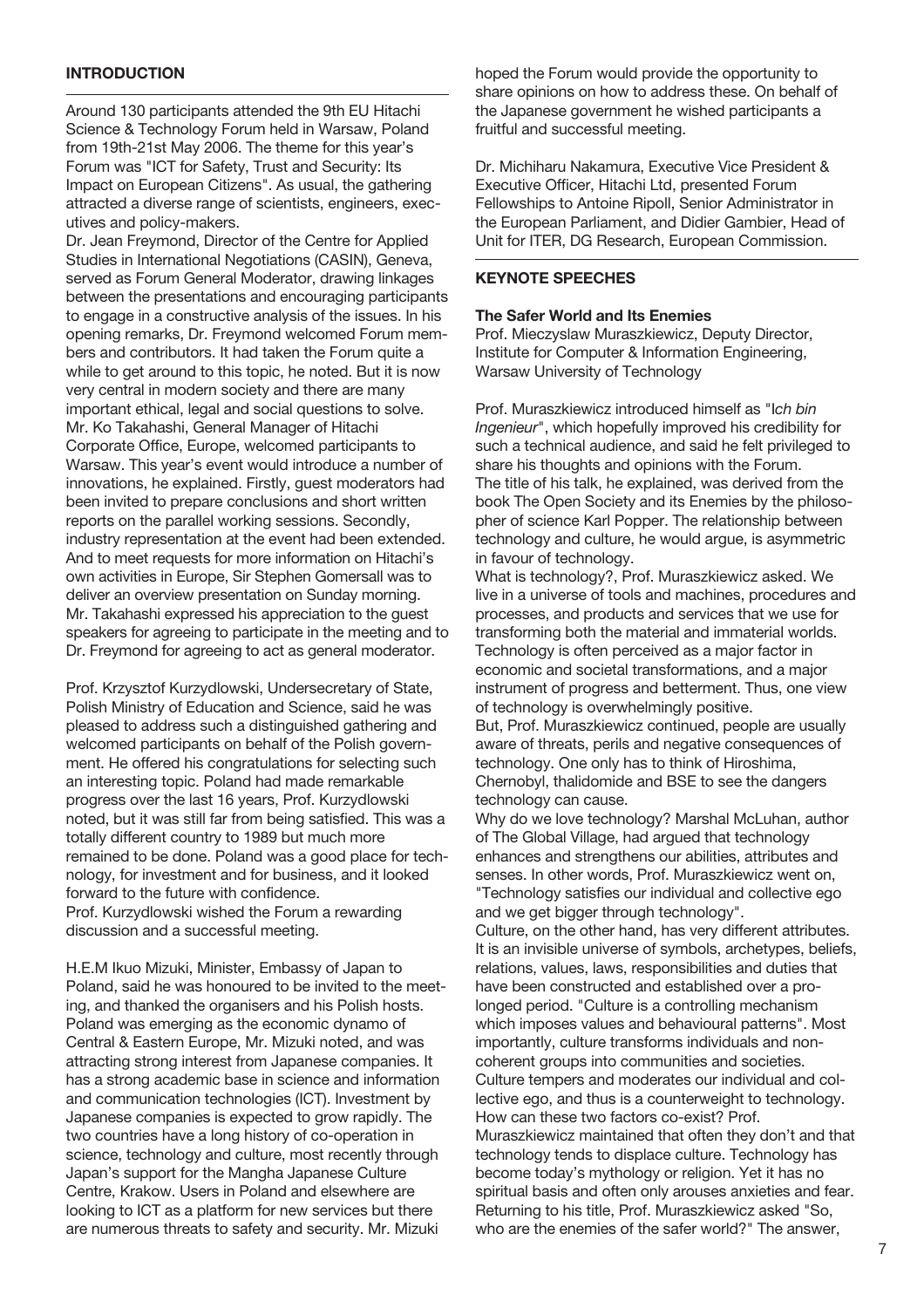## INTRODUCTION

Around 130 participants attended the 9th EU Hitachi Science & Technology Forum held in Warsaw, Poland from 19th-21st May 2006. The theme for this year's Forum was "ICT for Safety, Trust and Security: Its Impact on European Citizens". As usual, the gathering attracted a diverse range of scientists, engineers, executives and policy-makers.

Dr. Jean Freymond, Director of the Centre for Applied Studies in International Negotiations (CASIN), Geneva, served as Forum General Moderator, drawing linkages between the presentations and encouraging participants to engage in a constructive analysis of the issues. In his opening remarks, Dr. Freymond welcomed Forum members and contributors. It had taken the Forum quite a while to get around to this topic, he noted. But it is now very central in modern society and there are many important ethical, legal and social questions to solve.

Mr. Ko Takahashi, General Manager of Hitachi Corporate Office, Europe, welcomed participants to Warsaw. This year's event would introduce a number of innovations, he explained. Firstly, guest moderators had been invited to prepare conclusions and short written reports on the parallel working sessions. Secondly, industry representation at the event had been extended. And to meet requests for more information on Hitachi's own activities in Europe, Sir Stephen Gomersall was to deliver an overview presentation on Sunday morning. Mr. Takahashi expressed his appreciation to the guest speakers for agreeing to participate in the meeting and to Dr. Freymond for agreeing to act as general moderator.

Prof. Krzysztof Kurzydlowski, Undersecretary of State, Polish Ministry of Education and Science, said he was pleased to address such a distinguished gathering and welcomed participants on behalf of the Polish government. He offered his congratulations for selecting such an interesting topic. Poland had made remarkable progress over the last 16 years, Prof. Kurzydlowski noted, but it was still far from being satisfied. This was a totally different country to 1989 but much more remained to be done. Poland was a good place for technology, for investment and for business, and it looked forward to the future with confidence.

Prof. Kurzydlowski wished the Forum a rewarding discussion and a successful meeting.

H.E.M Ikuo Mizuki, Minister, Embassy of Japan to Poland, said he was honoured to be invited to the meeting, and thanked the organisers and his Polish hosts. Poland was emerging as the economic dynamo of Central & Eastern Europe, Mr. Mizuki noted, and was attracting strong interest from Japanese companies. It has a strong academic base in science and information and communication technologies (ICT). Investment by Japanese companies is expected to grow rapidly. The two countries have a long history of co-operation in science, technology and culture, most recently through Japan's support for the Mangha Japanese Culture Centre, Krakow. Users in Poland and elsewhere are looking to ICT as a platform for new services but there are numerous threats to safety and security. Mr. Mizuki hoped the Forum would provide the opportunity to share opinions on how to address these. On behalf of the Japanese government he wished participants a fruitful and successful meeting.

Dr. Michiharu Nakamura, Executive Vice President & Executive Officer, Hitachi Ltd, presented Forum Fellowships to Antoine Ripoll, Senior Administrator in the European Parliament, and Didier Gambier, Head of Unit for ITER, DG Research, European Commission.

## KEYNOTE SPEECHES

### The Safer World and Its Enemies

Prof. Mieczyslaw Muraszkiewicz, Deputy Director, Institute for Computer & Information Engineering, Warsaw University of Technology

Prof. Muraszkiewicz introduced himself as "*Ich bin Ingenieur*", which hopefully improved his credibility for such a technical audience, and said he felt privileged to share his thoughts and opinions with the Forum.

The title of his talk, he explained, was derived from the book The Open Society and its Enemies by the philosopher of science Karl Popper. The relationship between technology and culture, he would argue, is asymmetric in favour of technology.

What is technology?, Prof. Muraszkiewicz asked. We live in a universe of tools and machines, procedures and processes, and products and services that we use for transforming both the material and immaterial worlds. Technology is often perceived as a major factor in economic and societal transformations, and a major instrument of progress and betterment. Thus, one view of technology is overwhelmingly positive.

But, Prof. Muraszkiewicz continued, people are usually aware of threats, perils and negative consequences of technology. One only has to think of Hiroshima, Chernobyl, thalidomide and BSE to see the dangers technology can cause.

Why do we love technology? Marshal McLuhan, author of The Global Village, had argued that technology enhances and strengthens our abilities, attributes and senses. In other words, Prof. Muraszkiewicz went on, "Technology satisfies our individual and collective ego and we get bigger through technology".

Culture, on the other hand, has very different attributes. It is an invisible universe of symbols, archetypes, beliefs, relations, values, laws, responsibilities and duties that have been constructed and established over a prolonged period. "Culture is a controlling mechanism which imposes values and behavioural patterns". Most importantly, culture transforms individuals and non-coherent groups into communities and societies. Culture tempers and moderates our individual and collective ego, and thus is a counterweight to technology.

How can these two factors co-exist? Prof. Muraszkiewicz maintained that often they don't and that technology tends to displace culture. Technology has become today's mythology or religion. Yet it has no spiritual basis and often only arouses anxieties and fear.

Returning to his title, Prof. Muraszkiewicz asked "So, who are the enemies of the safer world?" The answer,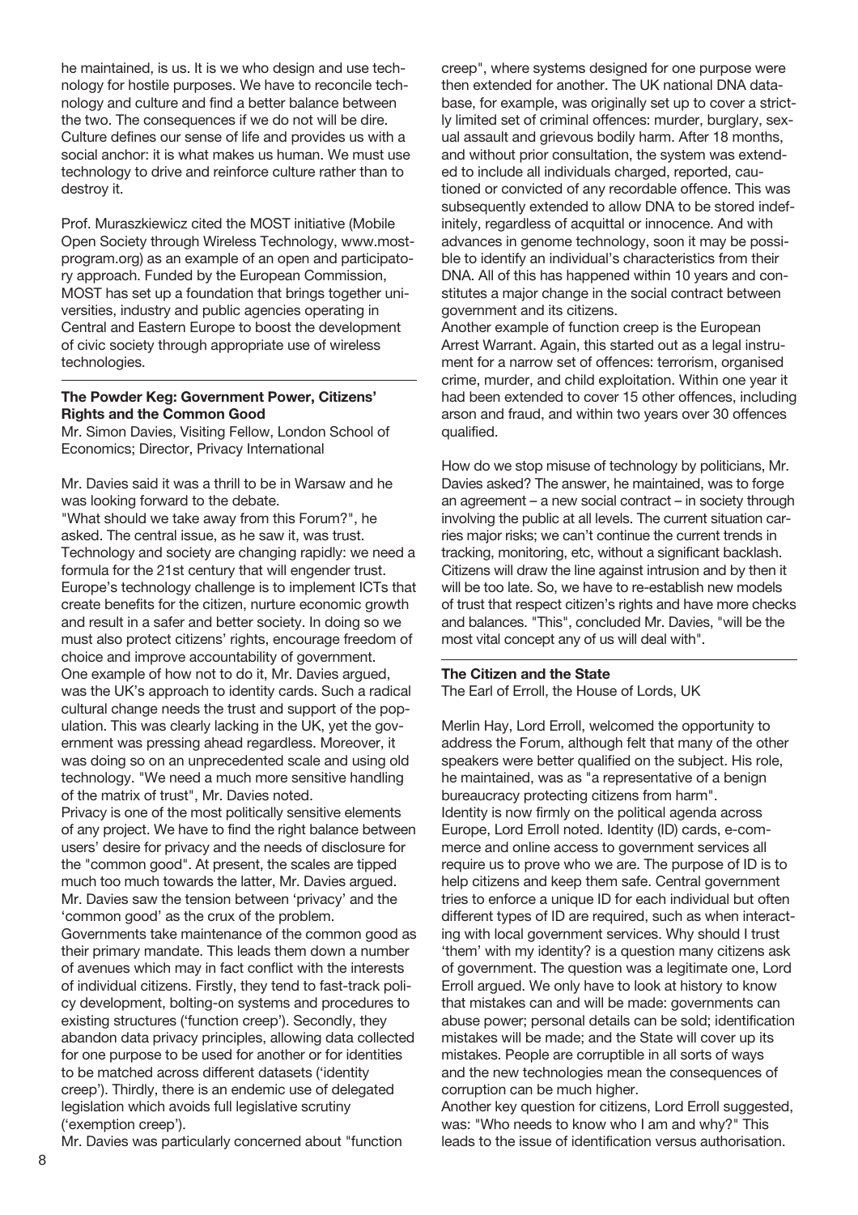he maintained, is us. It is we who design and use technology for hostile purposes. We have to reconcile technology and culture and find a better balance between the two. The consequences if we do not will be dire. Culture defines our sense of life and provides us with a social anchor: it is what makes us human. We must use technology to drive and reinforce culture rather than to destroy it.

Prof. Muraszkiewicz cited the MOST initiative (Mobile Open Society through Wireless Technology, www.most-program.org) as an example of an open and participatory approach. Funded by the European Commission, MOST has set up a foundation that brings together universities, industry and public agencies operating in Central and Eastern Europe to boost the development of civic society through appropriate use of wireless technologies.

**The Powder Keg: Government Power, Citizens' Rights and the Common Good**

Mr. Simon Davies, Visiting Fellow, London School of Economics; Director, Privacy International

Mr. Davies said it was a thrill to be in Warsaw and he was looking forward to the debate.

"What should we take away from this Forum?", he asked. The central issue, as he saw it, was trust. Technology and society are changing rapidly: we need a formula for the 21st century that will engender trust. Europe's technology challenge is to implement ICTs that create benefits for the citizen, nurture economic growth and result in a safer and better society. In doing so we must also protect citizens' rights, encourage freedom of choice and improve accountability of government.

One example of how not to do it, Mr. Davies argued, was the UK's approach to identity cards. Such a radical cultural change needs the trust and support of the population. This was clearly lacking in the UK, yet the government was pressing ahead regardless. Moreover, it was doing so on an unprecedented scale and using old technology. "We need a much more sensitive handling of the matrix of trust", Mr. Davies noted.

Privacy is one of the most politically sensitive elements of any project. We have to find the right balance between users' desire for privacy and the needs of disclosure for the "common good". At present, the scales are tipped much too much towards the latter, Mr. Davies argued. Mr. Davies saw the tension between 'privacy' and the 'common good' as the crux of the problem.

Governments take maintenance of the common good as their primary mandate. This leads them down a number of avenues which may in fact conflict with the interests of individual citizens. Firstly, they tend to fast-track policy development, bolting-on systems and procedures to existing structures ('function creep'). Secondly, they abandon data privacy principles, allowing data collected for one purpose to be used for another or for identities to be matched across different datasets ('identity creep'). Thirdly, there is an endemic use of delegated legislation which avoids full legislative scrutiny ('exemption creep').

Mr. Davies was particularly concerned about "function creep", where systems designed for one purpose were then extended for another. The UK national DNA database, for example, was originally set up to cover a strictly limited set of criminal offences: murder, burglary, sexual assault and grievous bodily harm. After 18 months, and without prior consultation, the system was extended to include all individuals charged, reported, cautioned or convicted of any recordable offence. This was subsequently extended to allow DNA to be stored indefinitely, regardless of acquittal or innocence. And with advances in genome technology, soon it may be possible to identify an individual's characteristics from their DNA. All of this has happened within 10 years and constitutes a major change in the social contract between government and its citizens.

Another example of function creep is the European Arrest Warrant. Again, this started out as a legal instrument for a narrow set of offences: terrorism, organised crime, murder, and child exploitation. Within one year it had been extended to cover 15 other offences, including arson and fraud, and within two years over 30 offences qualified.

How do we stop misuse of technology by politicians, Mr. Davies asked? The answer, he maintained, was to forge an agreement – a new social contract – in society through involving the public at all levels. The current situation carries major risks; we can't continue the current trends in tracking, monitoring, etc, without a significant backlash. Citizens will draw the line against intrusion and by then it will be too late. So, we have to re-establish new models of trust that respect citizen's rights and have more checks and balances. "This", concluded Mr. Davies, "will be the most vital concept any of us will deal with".

**The Citizen and the State**

The Earl of Erroll, the House of Lords, UK

Merlin Hay, Lord Erroll, welcomed the opportunity to address the Forum, although felt that many of the other speakers were better qualified on the subject. His role, he maintained, was as "a representative of a benign bureaucracy protecting citizens from harm".

Identity is now firmly on the political agenda across Europe, Lord Erroll noted. Identity (ID) cards, e-commerce and online access to government services all require us to prove who we are. The purpose of ID is to help citizens and keep them safe. Central government tries to enforce a unique ID for each individual but often different types of ID are required, such as when interacting with local government services. Why should I trust 'them' with my identity? is a question many citizens ask of government. The question was a legitimate one, Lord Erroll argued. We only have to look at history to know that mistakes can and will be made: governments can abuse power; personal details can be sold; identification mistakes will be made; and the State will cover up its mistakes. People are corruptible in all sorts of ways and the new technologies mean the consequences of corruption can be much higher.

Another key question for citizens, Lord Erroll suggested, was: "Who needs to know who I am and why?" This leads to the issue of identification versus authorisation.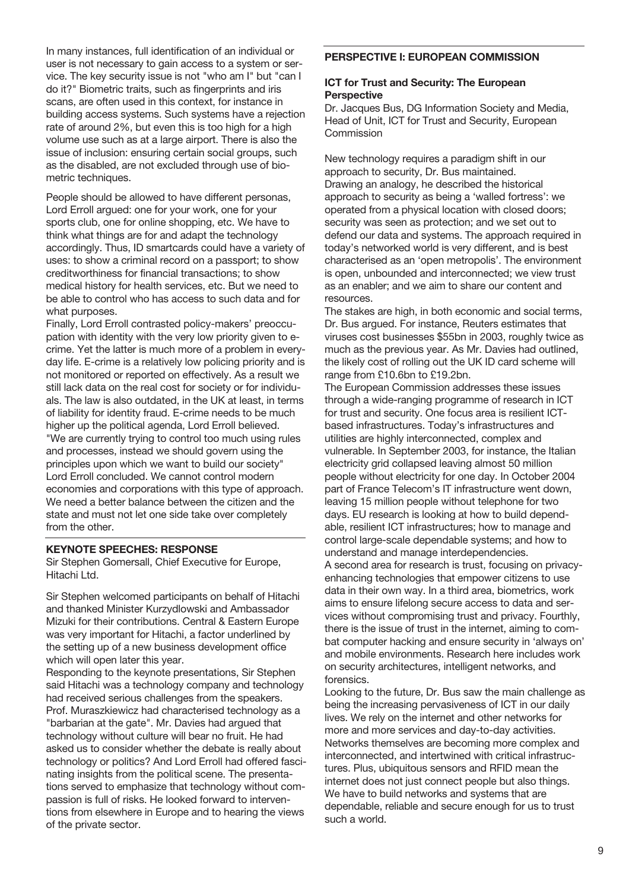In many instances, full identification of an individual or user is not necessary to gain access to a system or service. The key security issue is not "who am I" but "can I do it?" Biometric traits, such as fingerprints and iris scans, are often used in this context, for instance in building access systems. Such systems have a rejection rate of around 2%, but even this is too high for a high volume use such as at a large airport. There is also the issue of inclusion: ensuring certain social groups, such as the disabled, are not excluded through use of biometric techniques.

People should be allowed to have different personas, Lord Erroll argued: one for your work, one for your sports club, one for online shopping, etc. We have to think what things are for and adapt the technology accordingly. Thus, ID smartcards could have a variety of uses: to show a criminal record on a passport; to show creditworthiness for financial transactions; to show medical history for health services, etc. But we need to be able to control who has access to such data and for what purposes.

Finally, Lord Erroll contrasted policy-makers' preoccupation with identity with the very low priority given to e-crime. Yet the latter is much more of a problem in everyday life. E-crime is a relatively low policing priority and is not monitored or reported on effectively. As a result we still lack data on the real cost for society or for individuals. The law is also outdated, in the UK at least, in terms of liability for identity fraud. E-crime needs to be much higher up the political agenda, Lord Erroll believed. "We are currently trying to control too much using rules and processes, instead we should govern using the principles upon which we want to build our society" Lord Erroll concluded. We cannot control modern economies and corporations with this type of approach. We need a better balance between the citizen and the state and must not let one side take over completely from the other.

## KEYNOTE SPEECHES: RESPONSE

Sir Stephen Gomersall, Chief Executive for Europe, Hitachi Ltd.

Sir Stephen welcomed participants on behalf of Hitachi and thanked Minister Kurzydlowski and Ambassador Mizuki for their contributions. Central & Eastern Europe was very important for Hitachi, a factor underlined by the setting up of a new business development office which will open later this year.

Responding to the keynote presentations, Sir Stephen said Hitachi was a technology company and technology had received serious challenges from the speakers. Prof. Muraszkiewicz had characterised technology as a "barbarian at the gate". Mr. Davies had argued that technology without culture will bear no fruit. He had asked us to consider whether the debate is really about technology or politics? And Lord Erroll had offered fascinating insights from the political scene. The presentations served to emphasize that technology without compassion is full of risks. He looked forward to interventions from elsewhere in Europe and to hearing the views of the private sector.

## PERSPECTIVE I: EUROPEAN COMMISSION

### ICT for Trust and Security: The European Perspective

Dr. Jacques Bus, DG Information Society and Media, Head of Unit, ICT for Trust and Security, European Commission

New technology requires a paradigm shift in our approach to security, Dr. Bus maintained. Drawing an analogy, he described the historical approach to security as being a 'walled fortress': we operated from a physical location with closed doors; security was seen as protection; and we set out to defend our data and systems. The approach required in today's networked world is very different, and is best characterised as an 'open metropolis'. The environment is open, unbounded and interconnected; we view trust as an enabler; and we aim to share our content and resources.

The stakes are high, in both economic and social terms, Dr. Bus argued. For instance, Reuters estimates that viruses cost businesses $55bn in 2003, roughly twice as much as the previous year. As Mr. Davies had outlined, the likely cost of rolling out the UK ID card scheme will range from £10.6bn to £19.2bn.

The European Commission addresses these issues through a wide-ranging programme of research in ICT for trust and security. One focus area is resilient ICT-based infrastructures. Today's infrastructures and utilities are highly interconnected, complex and vulnerable. In September 2003, for instance, the Italian electricity grid collapsed leaving almost 50 million people without electricity for one day. In October 2004 part of France Telecom's IT infrastructure went down, leaving 15 million people without telephone for two days. EU research is looking at how to build dependable, resilient ICT infrastructures; how to manage and control large-scale dependable systems; and how to understand and manage interdependencies.

A second area for research is trust, focusing on privacy-enhancing technologies that empower citizens to use data in their own way. In a third area, biometrics, work aims to ensure lifelong secure access to data and services without compromising trust and privacy. Fourthly, there is the issue of trust in the internet, aiming to combat computer hacking and ensure security in 'always on' and mobile environments. Research here includes work on security architectures, intelligent networks, and forensics.

Looking to the future, Dr. Bus saw the main challenge as being the increasing pervasiveness of ICT in our daily lives. We rely on the internet and other networks for more and more services and day-to-day activities. Networks themselves are becoming more complex and interconnected, and intertwined with critical infrastructures. Plus, ubiquitous sensors and RFID mean the internet does not just connect people but also things. We have to build networks and systems that are dependable, reliable and secure enough for us to trust such a world.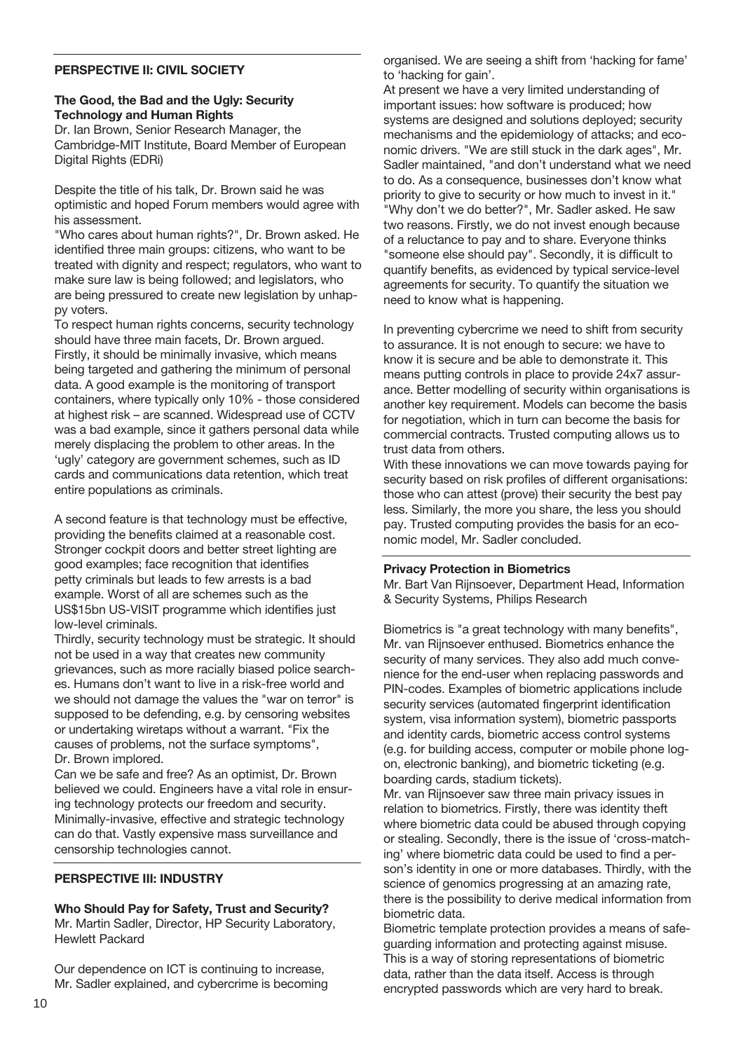## PERSPECTIVE II: CIVIL SOCIETY

### The Good, the Bad and the Ugly: Security Technology and Human Rights

Dr. Ian Brown, Senior Research Manager, the Cambridge-MIT Institute, Board Member of European Digital Rights (EDRi)

Despite the title of his talk, Dr. Brown said he was optimistic and hoped Forum members would agree with his assessment.

"Who cares about human rights?", Dr. Brown asked. He identified three main groups: citizens, who want to be treated with dignity and respect; regulators, who want to make sure law is being followed; and legislators, who are being pressured to create new legislation by unhappy voters.

To respect human rights concerns, security technology should have three main facets, Dr. Brown argued. Firstly, it should be minimally invasive, which means being targeted and gathering the minimum of personal data. A good example is the monitoring of transport containers, where typically only 10% - those considered at highest risk – are scanned. Widespread use of CCTV was a bad example, since it gathers personal data while merely displacing the problem to other areas. In the 'ugly' category are government schemes, such as ID cards and communications data retention, which treat entire populations as criminals.

A second feature is that technology must be effective, providing the benefits claimed at a reasonable cost. Stronger cockpit doors and better street lighting are good examples; face recognition that identifies petty criminals but leads to few arrests is a bad example. Worst of all are schemes such as the US$15bn US-VISIT programme which identifies just low-level criminals.

Thirdly, security technology must be strategic. It should not be used in a way that creates new community grievances, such as more racially biased police searches. Humans don't want to live in a risk-free world and we should not damage the values the "war on terror" is supposed to be defending, e.g. by censoring websites or undertaking wiretaps without a warrant. "Fix the causes of problems, not the surface symptoms", Dr. Brown implored.

Can we be safe and free? As an optimist, Dr. Brown believed we could. Engineers have a vital role in ensuring technology protects our freedom and security. Minimally-invasive, effective and strategic technology can do that. Vastly expensive mass surveillance and censorship technologies cannot.

## PERSPECTIVE III: INDUSTRY

### Who Should Pay for Safety, Trust and Security?

Mr. Martin Sadler, Director, HP Security Laboratory, Hewlett Packard

Our dependence on ICT is continuing to increase, Mr. Sadler explained, and cybercrime is becoming organised. We are seeing a shift from 'hacking for fame' to 'hacking for gain'.

At present we have a very limited understanding of important issues: how software is produced; how systems are designed and solutions deployed; security mechanisms and the epidemiology of attacks; and economic drivers. "We are still stuck in the dark ages", Mr. Sadler maintained, "and don't understand what we need to do. As a consequence, businesses don't know what priority to give to security or how much to invest in it."

"Why don't we do better?", Mr. Sadler asked. He saw two reasons. Firstly, we do not invest enough because of a reluctance to pay and to share. Everyone thinks "someone else should pay". Secondly, it is difficult to quantify benefits, as evidenced by typical service-level agreements for security. To quantify the situation we need to know what is happening.

In preventing cybercrime we need to shift from security to assurance. It is not enough to secure: we have to know it is secure and be able to demonstrate it. This means putting controls in place to provide 24x7 assurance. Better modelling of security within organisations is another key requirement. Models can become the basis for negotiation, which in turn can become the basis for commercial contracts. Trusted computing allows us to trust data from others.

With these innovations we can move towards paying for security based on risk profiles of different organisations: those who can attest (prove) their security the best pay less. Similarly, the more you share, the less you should pay. Trusted computing provides the basis for an economic model, Mr. Sadler concluded.

### Privacy Protection in Biometrics

Mr. Bart Van Rijnsoever, Department Head, Information & Security Systems, Philips Research

Biometrics is "a great technology with many benefits", Mr. van Rijnsoever enthused. Biometrics enhance the security of many services. They also add much convenience for the end-user when replacing passwords and PIN-codes. Examples of biometric applications include security services (automated fingerprint identification system, visa information system), biometric passports and identity cards, biometric access control systems (e.g. for building access, computer or mobile phone logon, electronic banking), and biometric ticketing (e.g. boarding cards, stadium tickets).

Mr. van Rijnsoever saw three main privacy issues in relation to biometrics. Firstly, there was identity theft where biometric data could be abused through copying or stealing. Secondly, there is the issue of 'cross-matching' where biometric data could be used to find a person's identity in one or more databases. Thirdly, with the science of genomics progressing at an amazing rate, there is the possibility to derive medical information from biometric data.

Biometric template protection provides a means of safeguarding information and protecting against misuse. This is a way of storing representations of biometric data, rather than the data itself. Access is through encrypted passwords which are very hard to break.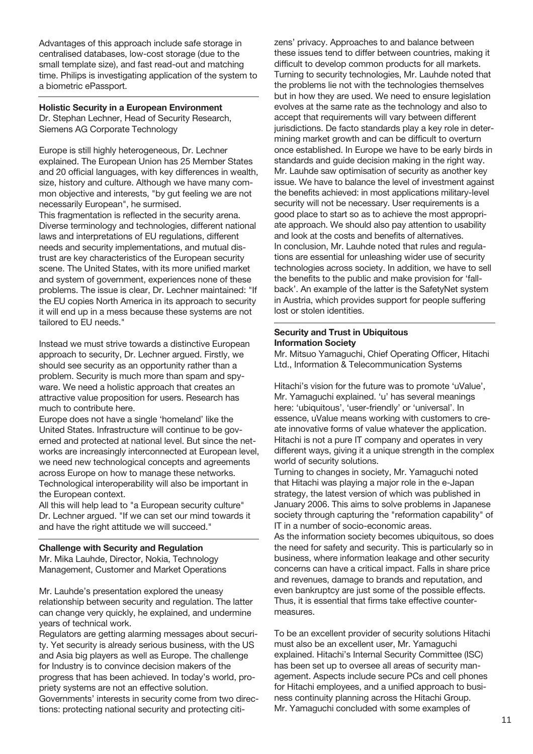Advantages of this approach include safe storage in centralised databases, low-cost storage (due to the small template size), and fast read-out and matching time. Philips is investigating application of the system to a biometric ePassport.

### Holistic Security in a European Environment

Dr. Stephan Lechner, Head of Security Research, Siemens AG Corporate Technology

Europe is still highly heterogeneous, Dr. Lechner explained. The European Union has 25 Member States and 20 official languages, with key differences in wealth, size, history and culture. Although we have many common objective and interests, "by gut feeling we are not necessarily European", he surmised.

This fragmentation is reflected in the security arena. Diverse terminology and technologies, different national laws and interpretations of EU regulations, different needs and security implementations, and mutual distrust are key characteristics of the European security scene. The United States, with its more unified market and system of government, experiences none of these problems. The issue is clear, Dr. Lechner maintained: "If the EU copies North America in its approach to security it will end up in a mess because these systems are not tailored to EU needs."

Instead we must strive towards a distinctive European approach to security, Dr. Lechner argued. Firstly, we should see security as an opportunity rather than a problem. Security is much more than spam and spyware. We need a holistic approach that creates an attractive value proposition for users. Research has much to contribute here.

Europe does not have a single 'homeland' like the United States. Infrastructure will continue to be governed and protected at national level. But since the networks are increasingly interconnected at European level, we need new technological concepts and agreements across Europe on how to manage these networks. Technological interoperability will also be important in the European context.

All this will help lead to "a European security culture" Dr. Lechner argued. "If we can set our mind towards it and have the right attitude we will succeed."

### Challenge with Security and Regulation

Mr. Mika Lauhde, Director, Nokia, Technology Management, Customer and Market Operations

Mr. Lauhde's presentation explored the uneasy relationship between security and regulation. The latter can change very quickly, he explained, and undermine years of technical work.

Regulators are getting alarming messages about security. Yet security is already serious business, with the US and Asia big players as well as Europe. The challenge for Industry is to convince decision makers of the progress that has been achieved. In today's world, propriety systems are not an effective solution.

Governments' interests in security come from two directions: protecting national security and protecting citizens' privacy. Approaches to and balance between these issues tend to differ between countries, making it difficult to develop common products for all markets.

Turning to security technologies, Mr. Lauhde noted that the problems lie not with the technologies themselves but in how they are used. We need to ensure legislation evolves at the same rate as the technology and also to accept that requirements will vary between different jurisdictions. De facto standards play a key role in determining market growth and can be difficult to overturn once established. In Europe we have to be early birds in standards and guide decision making in the right way.

Mr. Lauhde saw optimisation of security as another key issue. We have to balance the level of investment against the benefits achieved: in most applications military-level security will not be necessary. User requirements is a good place to start so as to achieve the most appropriate approach. We should also pay attention to usability and look at the costs and benefits of alternatives.

In conclusion, Mr. Lauhde noted that rules and regulations are essential for unleashing wider use of security technologies across society. In addition, we have to sell the benefits to the public and make provision for 'fallback'. An example of the latter is the SafetyNet system in Austria, which provides support for people suffering lost or stolen identities.

### Security and Trust in Ubiquitous Information Society

Mr. Mitsuo Yamaguchi, Chief Operating Officer, Hitachi Ltd., Information & Telecommunication Systems

Hitachi's vision for the future was to promote 'uValue', Mr. Yamaguchi explained. 'u' has several meanings here: 'ubiquitous', 'user-friendly' or 'universal'. In essence, uValue means working with customers to create innovative forms of value whatever the application. Hitachi is not a pure IT company and operates in very different ways, giving it a unique strength in the complex world of security solutions.

Turning to changes in society, Mr. Yamaguchi noted that Hitachi was playing a major role in the e-Japan strategy, the latest version of which was published in January 2006. This aims to solve problems in Japanese society through capturing the "reformation capability" of IT in a number of socio-economic areas.

As the information society becomes ubiquitous, so does the need for safety and security. This is particularly so in business, where information leakage and other security concerns can have a critical impact. Falls in share price and revenues, damage to brands and reputation, and even bankruptcy are just some of the possible effects. Thus, it is essential that firms take effective countermeasures.

To be an excellent provider of security solutions Hitachi must also be an excellent user, Mr. Yamaguchi explained. Hitachi's Internal Security Committee (ISC) has been set up to oversee all areas of security management. Aspects include secure PCs and cell phones for Hitachi employees, and a unified approach to business continuity planning across the Hitachi Group.

Mr. Yamaguchi concluded with some examples of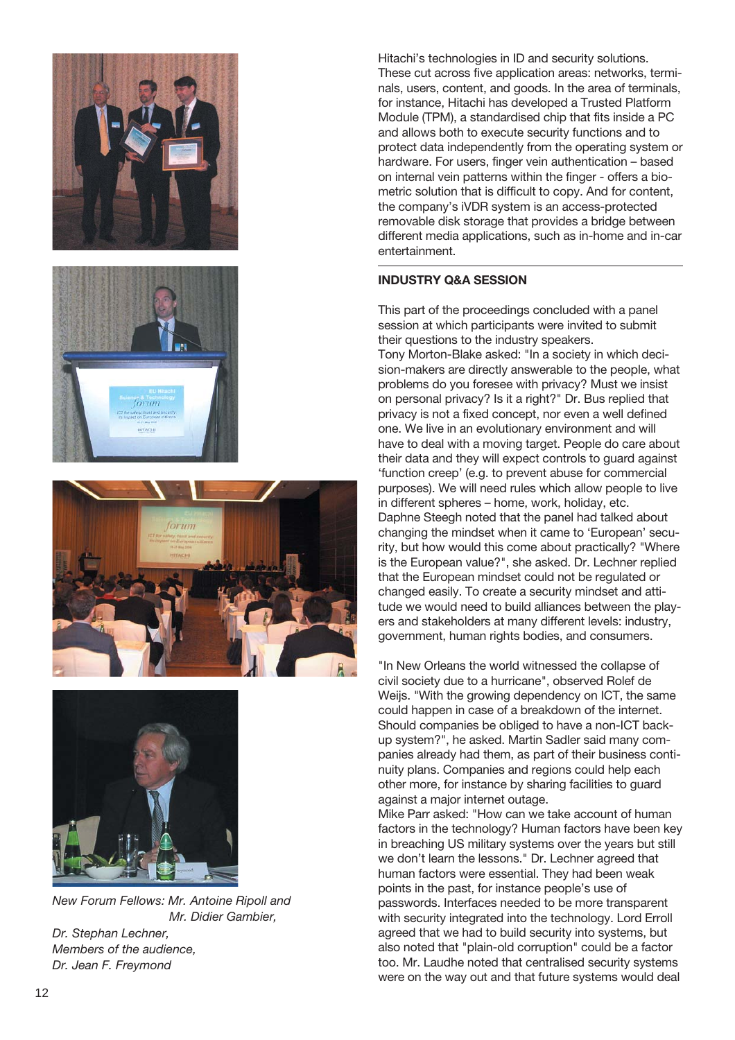Hitachi's technologies in ID and security solutions. These cut across five application areas: networks, terminals, users, content, and goods. In the area of terminals, for instance, Hitachi has developed a Trusted Platform Module (TPM), a standardised chip that fits inside a PC and allows both to execute security functions and to protect data independently from the operating system or hardware. For users, finger vein authentication – based on internal vein patterns within the finger - offers a biometric solution that is difficult to copy. And for content, the company's iVDR system is an access-protected removable disk storage that provides a bridge between different media applications, such as in-home and in-car entertainment.

## INDUSTRY Q&A SESSION

This part of the proceedings concluded with a panel session at which participants were invited to submit their questions to the industry speakers.

Tony Morton-Blake asked: "In a society in which decision-makers are directly answerable to the people, what problems do you foresee with privacy? Must we insist on personal privacy? Is it a right?" Dr. Bus replied that privacy is not a fixed concept, nor even a well defined one. We live in an evolutionary environment and will have to deal with a moving target. People do care about their data and they will expect controls to guard against 'function creep' (e.g. to prevent abuse for commercial purposes). We will need rules which allow people to live in different spheres – home, work, holiday, etc.

Daphne Steegh noted that the panel had talked about changing the mindset when it came to 'European' security, but how would this come about practically? "Where is the European value?", she asked. Dr. Lechner replied that the European mindset could not be regulated or changed easily. To create a security mindset and attitude we would need to build alliances between the players and stakeholders at many different levels: industry, government, human rights bodies, and consumers.

"In New Orleans the world witnessed the collapse of civil society due to a hurricane", observed Rolef de Weijs. "With the growing dependency on ICT, the same could happen in case of a breakdown of the internet. Should companies be obliged to have a non-ICT backup system?", he asked. Martin Sadler said many companies already had them, as part of their business continuity plans. Companies and regions could help each other more, for instance by sharing facilities to guard against a major internet outage.

Mike Parr asked: "How can we take account of human factors in the technology? Human factors have been key in breaching US military systems over the years but still we don't learn the lessons." Dr. Lechner agreed that human factors were essential. They had been weak points in the past, for instance people's use of passwords. Interfaces needed to be more transparent with security integrated into the technology. Lord Erroll agreed that we had to build security into systems, but also noted that "plain-old corruption" could be a factor too. Mr. Laudhe noted that centralised security systems were on the way out and that future systems would deal

*New Forum Fellows: Mr. Antoine Ripoll and Mr. Didier Gambier,*
*Dr. Stephan Lechner,*
*Members of the audience,*
*Dr. Jean F. Freymond*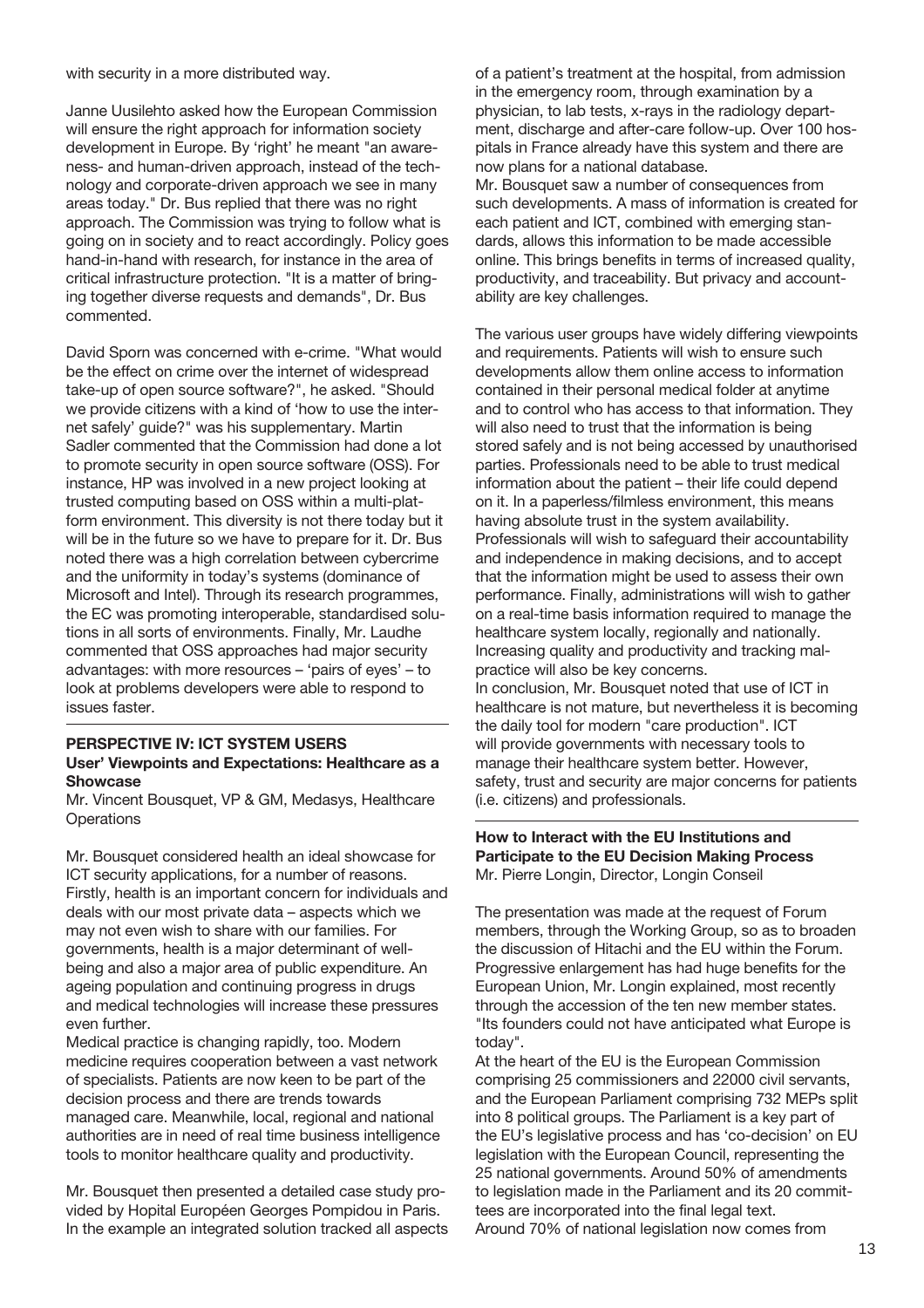with security in a more distributed way.

Janne Uusilehto asked how the European Commission will ensure the right approach for information society development in Europe. By 'right' he meant "an awareness- and human-driven approach, instead of the technology and corporate-driven approach we see in many areas today." Dr. Bus replied that there was no right approach. The Commission was trying to follow what is going on in society and to react accordingly. Policy goes hand-in-hand with research, for instance in the area of critical infrastructure protection. "It is a matter of bringing together diverse requests and demands", Dr. Bus commented.

David Sporn was concerned with e-crime. "What would be the effect on crime over the internet of widespread take-up of open source software?", he asked. "Should we provide citizens with a kind of 'how to use the internet safely' guide?" was his supplementary. Martin Sadler commented that the Commission had done a lot to promote security in open source software (OSS). For instance, HP was involved in a new project looking at trusted computing based on OSS within a multi-platform environment. This diversity is not there today but it will be in the future so we have to prepare for it. Dr. Bus noted there was a high correlation between cybercrime and the uniformity in today's systems (dominance of Microsoft and Intel). Through its research programmes, the EC was promoting interoperable, standardised solutions in all sorts of environments. Finally, Mr. Laudhe commented that OSS approaches had major security advantages: with more resources – 'pairs of eyes' – to look at problems developers were able to respond to issues faster.

## PERSPECTIVE IV: ICT SYSTEM USERS

### User' Viewpoints and Expectations: Healthcare as a Showcase

Mr. Vincent Bousquet, VP & GM, Medasys, Healthcare Operations

Mr. Bousquet considered health an ideal showcase for ICT security applications, for a number of reasons. Firstly, health is an important concern for individuals and deals with our most private data – aspects which we may not even wish to share with our families. For governments, health is a major determinant of well-being and also a major area of public expenditure. An ageing population and continuing progress in drugs and medical technologies will increase these pressures even further.

Medical practice is changing rapidly, too. Modern medicine requires cooperation between a vast network of specialists. Patients are now keen to be part of the decision process and there are trends towards managed care. Meanwhile, local, regional and national authorities are in need of real time business intelligence tools to monitor healthcare quality and productivity.

Mr. Bousquet then presented a detailed case study provided by Hopital Européen Georges Pompidou in Paris. In the example an integrated solution tracked all aspects of a patient's treatment at the hospital, from admission in the emergency room, through examination by a physician, to lab tests, x-rays in the radiology department, discharge and after-care follow-up. Over 100 hospitals in France already have this system and there are now plans for a national database.

Mr. Bousquet saw a number of consequences from such developments. A mass of information is created for each patient and ICT, combined with emerging standards, allows this information to be made accessible online. This brings benefits in terms of increased quality, productivity, and traceability. But privacy and accountability are key challenges.

The various user groups have widely differing viewpoints and requirements. Patients will wish to ensure such developments allow them online access to information contained in their personal medical folder at anytime and to control who has access to that information. They will also need to trust that the information is being stored safely and is not being accessed by unauthorised parties. Professionals need to be able to trust medical information about the patient – their life could depend on it. In a paperless/filmless environment, this means having absolute trust in the system availability. Professionals will wish to safeguard their accountability and independence in making decisions, and to accept that the information might be used to assess their own performance. Finally, administrations will wish to gather on a real-time basis information required to manage the healthcare system locally, regionally and nationally. Increasing quality and productivity and tracking malpractice will also be key concerns.

In conclusion, Mr. Bousquet noted that use of ICT in healthcare is not mature, but nevertheless it is becoming the daily tool for modern "care production". ICT will provide governments with necessary tools to manage their healthcare system better. However, safety, trust and security are major concerns for patients (i.e. citizens) and professionals.

### How to Interact with the EU Institutions and Participate to the EU Decision Making Process

Mr. Pierre Longin, Director, Longin Conseil

The presentation was made at the request of Forum members, through the Working Group, so as to broaden the discussion of Hitachi and the EU within the Forum. Progressive enlargement has had huge benefits for the European Union, Mr. Longin explained, most recently through the accession of the ten new member states. "Its founders could not have anticipated what Europe is today".

At the heart of the EU is the European Commission comprising 25 commissioners and 22000 civil servants, and the European Parliament comprising 732 MEPs split into 8 political groups. The Parliament is a key part of the EU's legislative process and has 'co-decision' on EU legislation with the European Council, representing the 25 national governments. Around 50% of amendments to legislation made in the Parliament and its 20 committees are incorporated into the final legal text.

Around 70% of national legislation now comes from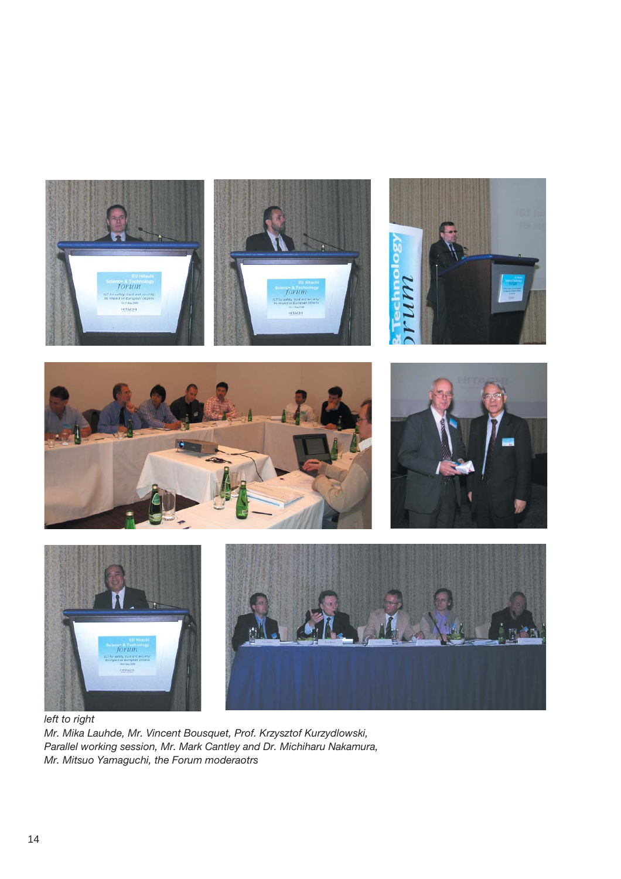*left to right*

*Mr. Mika Lauhde, Mr. Vincent Bousquet, Prof. Krzysztof Kurzydlowski,*
*Parallel working session, Mr. Mark Cantley and Dr. Michiharu Nakamura,*
*Mr. Mitsuo Yamaguchi, the Forum moderaotrs*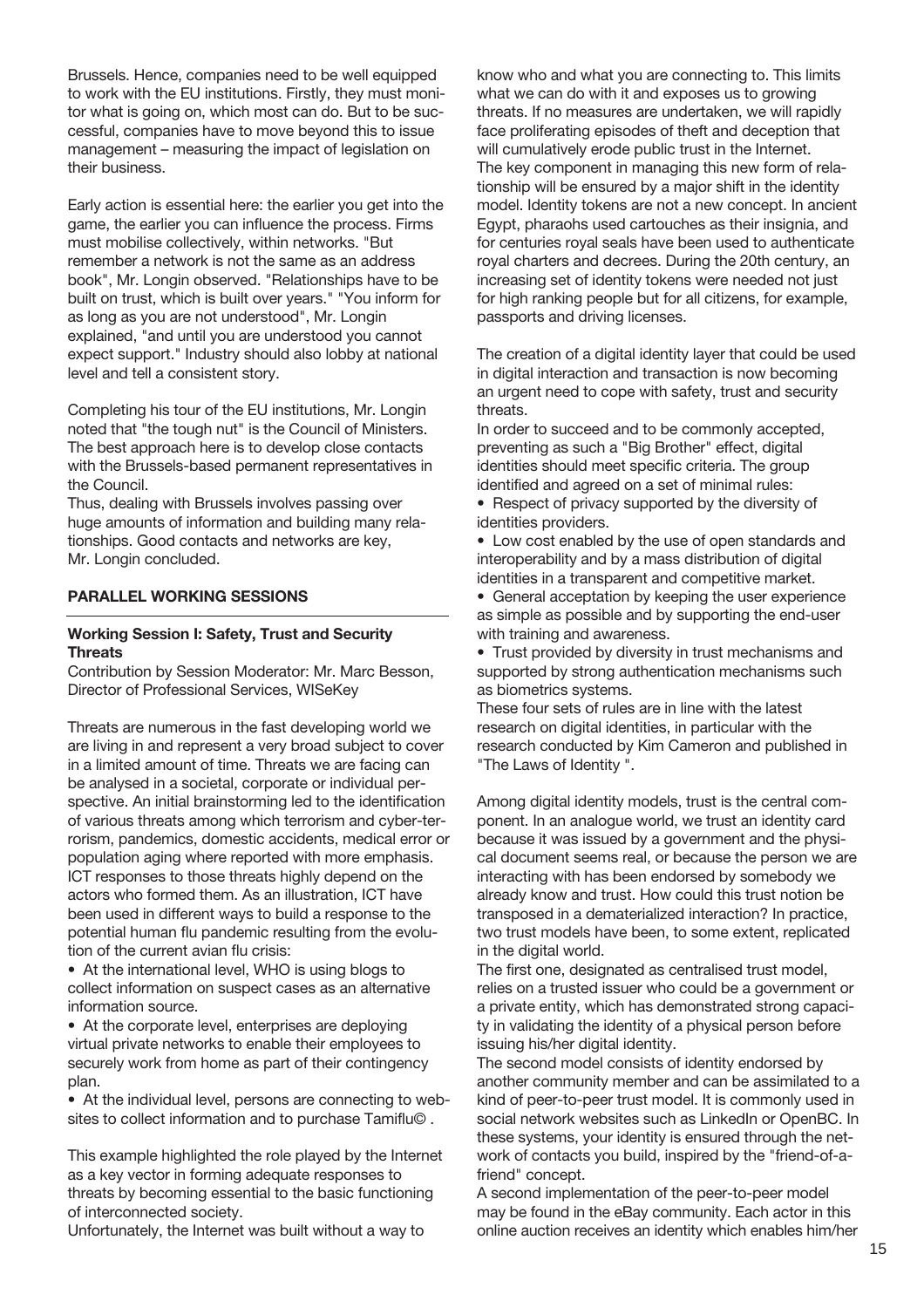Brussels. Hence, companies need to be well equipped to work with the EU institutions. Firstly, they must monitor what is going on, which most can do. But to be successful, companies have to move beyond this to issue management – measuring the impact of legislation on their business.

Early action is essential here: the earlier you get into the game, the earlier you can influence the process. Firms must mobilise collectively, within networks. "But remember a network is not the same as an address book", Mr. Longin observed. "Relationships have to be built on trust, which is built over years." "You inform for as long as you are not understood", Mr. Longin explained, "and until you are understood you cannot expect support." Industry should also lobby at national level and tell a consistent story.

Completing his tour of the EU institutions, Mr. Longin noted that "the tough nut" is the Council of Ministers. The best approach here is to develop close contacts with the Brussels-based permanent representatives in the Council.
Thus, dealing with Brussels involves passing over huge amounts of information and building many relationships. Good contacts and networks are key, Mr. Longin concluded.

## PARALLEL WORKING SESSIONS

### Working Session I: Safety, Trust and Security Threats

Contribution by Session Moderator: Mr. Marc Besson, Director of Professional Services, WISeKey

Threats are numerous in the fast developing world we are living in and represent a very broad subject to cover in a limited amount of time. Threats we are facing can be analysed in a societal, corporate or individual perspective. An initial brainstorming led to the identification of various threats among which terrorism and cyber-terrorism, pandemics, domestic accidents, medical error or population aging where reported with more emphasis. ICT responses to those threats highly depend on the actors who formed them. As an illustration, ICT have been used in different ways to build a response to the potential human flu pandemic resulting from the evolution of the current avian flu crisis:

- At the international level, WHO is using blogs to collect information on suspect cases as an alternative information source.
- At the corporate level, enterprises are deploying virtual private networks to enable their employees to securely work from home as part of their contingency plan.
- At the individual level, persons are connecting to websites to collect information and to purchase Tamiflu© .

This example highlighted the role played by the Internet as a key vector in forming adequate responses to threats by becoming essential to the basic functioning of interconnected society.
Unfortunately, the Internet was built without a way to know who and what you are connecting to. This limits what we can do with it and exposes us to growing threats. If no measures are undertaken, we will rapidly face proliferating episodes of theft and deception that will cumulatively erode public trust in the Internet.
The key component in managing this new form of relationship will be ensured by a major shift in the identity model. Identity tokens are not a new concept. In ancient Egypt, pharaohs used cartouches as their insignia, and for centuries royal seals have been used to authenticate royal charters and decrees. During the 20th century, an increasing set of identity tokens were needed not just for high ranking people but for all citizens, for example, passports and driving licenses.

The creation of a digital identity layer that could be used in digital interaction and transaction is now becoming an urgent need to cope with safety, trust and security threats.
In order to succeed and to be commonly accepted, preventing as such a "Big Brother" effect, digital identities should meet specific criteria. The group identified and agreed on a set of minimal rules:

- Respect of privacy supported by the diversity of identities providers.
- Low cost enabled by the use of open standards and interoperability and by a mass distribution of digital identities in a transparent and competitive market.
- General acceptation by keeping the user experience as simple as possible and by supporting the end-user with training and awareness.
- Trust provided by diversity in trust mechanisms and supported by strong authentication mechanisms such as biometrics systems.

These four sets of rules are in line with the latest research on digital identities, in particular with the research conducted by Kim Cameron and published in "The Laws of Identity ".

Among digital identity models, trust is the central component. In an analogue world, we trust an identity card because it was issued by a government and the physical document seems real, or because the person we are interacting with has been endorsed by somebody we already know and trust. How could this trust notion be transposed in a dematerialized interaction? In practice, two trust models have been, to some extent, replicated in the digital world.
The first one, designated as centralised trust model, relies on a trusted issuer who could be a government or a private entity, which has demonstrated strong capacity in validating the identity of a physical person before issuing his/her digital identity.
The second model consists of identity endorsed by another community member and can be assimilated to a kind of peer-to-peer trust model. It is commonly used in social network websites such as LinkedIn or OpenBC. In these systems, your identity is ensured through the network of contacts you build, inspired by the "friend-of-a-friend" concept.
A second implementation of the peer-to-peer model may be found in the eBay community. Each actor in this online auction receives an identity which enables him/her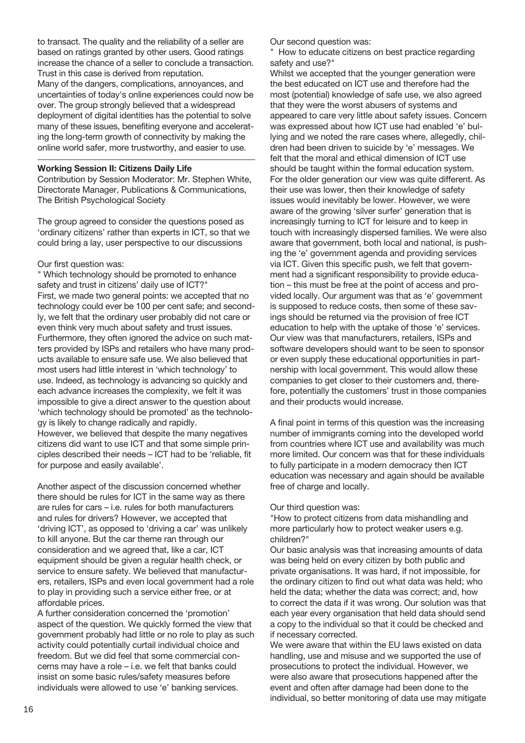to transact. The quality and the reliability of a seller are based on ratings granted by other users. Good ratings increase the chance of a seller to conclude a transaction. Trust in this case is derived from reputation.
Many of the dangers, complications, annoyances, and uncertainties of today's online experiences could now be over. The group strongly believed that a widespread deployment of digital identities has the potential to solve many of these issues, benefiting everyone and accelerating the long-term growth of connectivity by making the online world safer, more trustworthy, and easier to use.

**Working Session II: Citizens Daily Life**

Contribution by Session Moderator: Mr. Stephen White, Directorate Manager, Publications & Communications, The British Psychological Society

The group agreed to consider the questions posed as 'ordinary citizens' rather than experts in ICT, so that we could bring a lay, user perspective to our discussions

Our first question was:
" Which technology should be promoted to enhance safety and trust in citizens' daily use of ICT?"
First, we made two general points: we accepted that no technology could ever be 100 per cent safe; and secondly, we felt that the ordinary user probably did not care or even think very much about safety and trust issues. Furthermore, they often ignored the advice on such matters provided by ISPs and retailers who have many products available to ensure safe use. We also believed that most users had little interest in 'which technology' to use. Indeed, as technology is advancing so quickly and each advance increases the complexity, we felt it was impossible to give a direct answer to the question about 'which technology should be promoted' as the technology is likely to change radically and rapidly.
However, we believed that despite the many negatives citizens did want to use ICT and that some simple principles described their needs – ICT had to be 'reliable, fit for purpose and easily available'.

Another aspect of the discussion concerned whether there should be rules for ICT in the same way as there are rules for cars – i.e. rules for both manufacturers and rules for drivers? However, we accepted that 'driving ICT', as opposed to 'driving a car' was unlikely to kill anyone. But the car theme ran through our consideration and we agreed that, like a car, ICT equipment should be given a regular health check, or service to ensure safety. We believed that manufacturers, retailers, ISPs and even local government had a role to play in providing such a service either free, or at affordable prices.
A further consideration concerned the 'promotion' aspect of the question. We quickly formed the view that government probably had little or no role to play as such activity could potentially curtail individual choice and freedom. But we did feel that some commercial concerns may have a role – i.e. we felt that banks could insist on some basic rules/safety measures before individuals were allowed to use 'e' banking services.

Our second question was:
" How to educate citizens on best practice regarding safety and use?"
Whilst we accepted that the younger generation were the best educated on ICT use and therefore had the most (potential) knowledge of safe use, we also agreed that they were the worst abusers of systems and appeared to care very little about safety issues. Concern was expressed about how ICT use had enabled 'e' bullying and we noted the rare cases where, allegedly, children had been driven to suicide by 'e' messages. We felt that the moral and ethical dimension of ICT use should be taught within the formal education system. For the older generation our view was quite different. As their use was lower, then their knowledge of safety issues would inevitably be lower. However, we were aware of the growing 'silver surfer' generation that is increasingly turning to ICT for leisure and to keep in touch with increasingly dispersed families. We were also aware that government, both local and national, is pushing the 'e' government agenda and providing services via ICT. Given this specific push, we felt that government had a significant responsibility to provide education – this must be free at the point of access and provided locally. Our argument was that as 'e' government is supposed to reduce costs, then some of these savings should be returned via the provision of free ICT education to help with the uptake of those 'e' services. Our view was that manufacturers, retailers, ISPs and software developers should want to be seen to sponsor or even supply these educational opportunities in partnership with local government. This would allow these companies to get closer to their customers and, therefore, potentially the customers' trust in those companies and their products would increase.

A final point in terms of this question was the increasing number of immigrants coming into the developed world from countries where ICT use and availability was much more limited. Our concern was that for these individuals to fully participate in a modern democracy then ICT education was necessary and again should be available free of charge and locally.

Our third question was:
"How to protect citizens from data mishandling and more particularly how to protect weaker users e.g. children?"
Our basic analysis was that increasing amounts of data was being held on every citizen by both public and private organisations. It was hard, if not impossible, for the ordinary citizen to find out what data was held; who held the data; whether the data was correct; and, how to correct the data if it was wrong. Our solution was that each year every organisation that held data should send a copy to the individual so that it could be checked and if necessary corrected.
We were aware that within the EU laws existed on data handling, use and misuse and we supported the use of prosecutions to protect the individual. However, we were also aware that prosecutions happened after the event and often after damage had been done to the individual, so better monitoring of data use may mitigate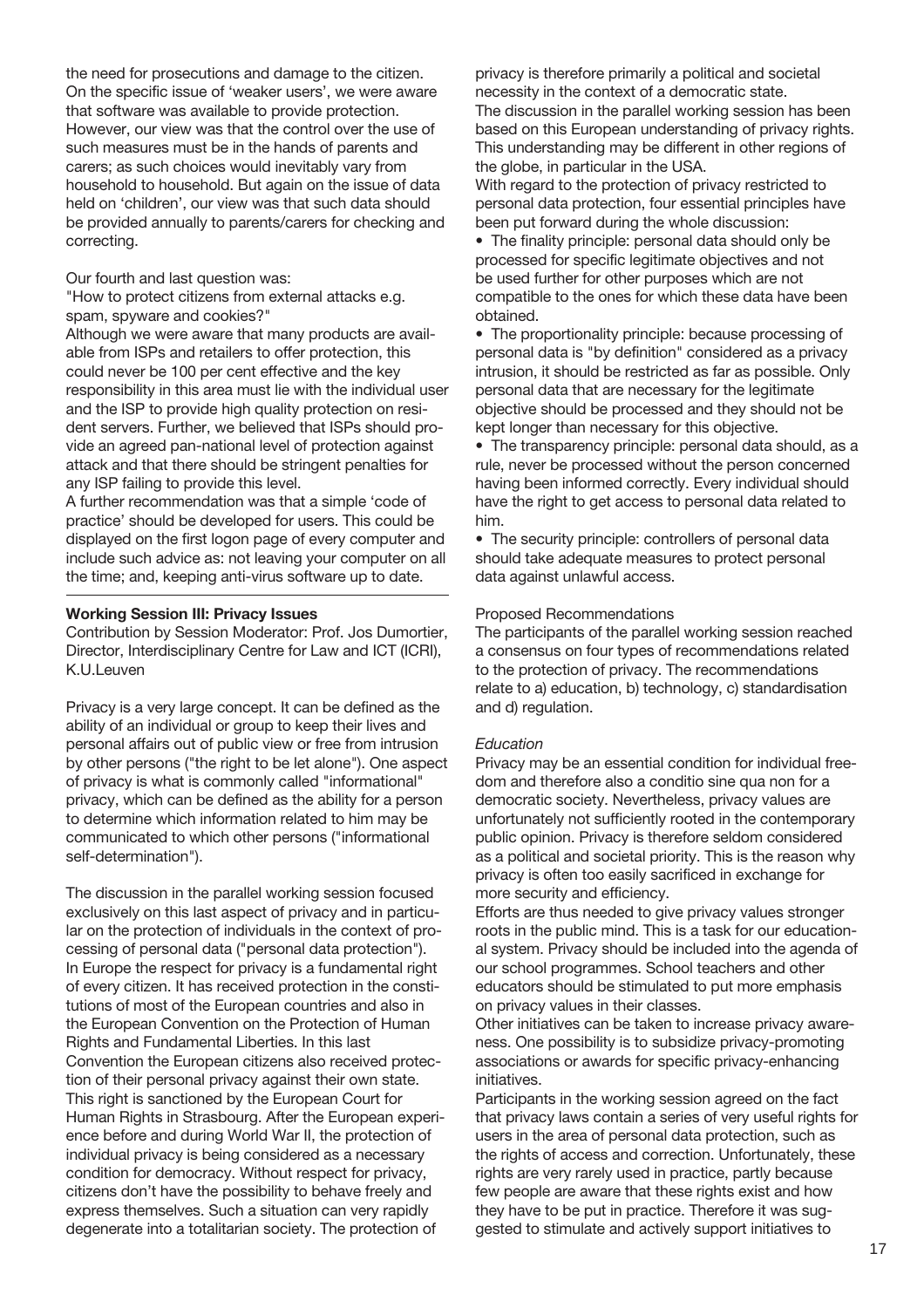the need for prosecutions and damage to the citizen. On the specific issue of 'weaker users', we were aware that software was available to provide protection. However, our view was that the control over the use of such measures must be in the hands of parents and carers; as such choices would inevitably vary from household to household. But again on the issue of data held on 'children', our view was that such data should be provided annually to parents/carers for checking and correcting.

Our fourth and last question was:
"How to protect citizens from external attacks e.g. spam, spyware and cookies?"
Although we were aware that many products are available from ISPs and retailers to offer protection, this could never be 100 per cent effective and the key responsibility in this area must lie with the individual user and the ISP to provide high quality protection on resident servers. Further, we believed that ISPs should provide an agreed pan-national level of protection against attack and that there should be stringent penalties for any ISP failing to provide this level.
A further recommendation was that a simple 'code of practice' should be developed for users. This could be displayed on the first logon page of every computer and include such advice as: not leaving your computer on all the time; and, keeping anti-virus software up to date.

## Working Session III: Privacy Issues

Contribution by Session Moderator: Prof. Jos Dumortier, Director, Interdisciplinary Centre for Law and ICT (ICRI), K.U.Leuven

Privacy is a very large concept. It can be defined as the ability of an individual or group to keep their lives and personal affairs out of public view or free from intrusion by other persons ("the right to be let alone"). One aspect of privacy is what is commonly called "informational" privacy, which can be defined as the ability for a person to determine which information related to him may be communicated to which other persons ("informational self-determination").

The discussion in the parallel working session focused exclusively on this last aspect of privacy and in particular on the protection of individuals in the context of processing of personal data ("personal data protection"). In Europe the respect for privacy is a fundamental right of every citizen. It has received protection in the constitutions of most of the European countries and also in the European Convention on the Protection of Human Rights and Fundamental Liberties. In this last Convention the European citizens also received protection of their personal privacy against their own state. This right is sanctioned by the European Court for Human Rights in Strasbourg. After the European experience before and during World War II, the protection of individual privacy is being considered as a necessary condition for democracy. Without respect for privacy, citizens don't have the possibility to behave freely and express themselves. Such a situation can very rapidly degenerate into a totalitarian society. The protection of privacy is therefore primarily a political and societal necessity in the context of a democratic state.
The discussion in the parallel working session has been based on this European understanding of privacy rights. This understanding may be different in other regions of the globe, in particular in the USA.
With regard to the protection of privacy restricted to personal data protection, four essential principles have been put forward during the whole discussion:

- The finality principle: personal data should only be processed for specific legitimate objectives and not be used further for other purposes which are not compatible to the ones for which these data have been obtained.
- The proportionality principle: because processing of personal data is "by definition" considered as a privacy intrusion, it should be restricted as far as possible. Only personal data that are necessary for the legitimate objective should be processed and they should not be kept longer than necessary for this objective.
- The transparency principle: personal data should, as a rule, never be processed without the person concerned having been informed correctly. Every individual should have the right to get access to personal data related to him.
- The security principle: controllers of personal data should take adequate measures to protect personal data against unlawful access.

Proposed Recommendations
The participants of the parallel working session reached a consensus on four types of recommendations related to the protection of privacy. The recommendations relate to a) education, b) technology, c) standardisation and d) regulation.

*Education*
Privacy may be an essential condition for individual freedom and therefore also a conditio sine qua non for a democratic society. Nevertheless, privacy values are unfortunately not sufficiently rooted in the contemporary public opinion. Privacy is therefore seldom considered as a political and societal priority. This is the reason why privacy is often too easily sacrificed in exchange for more security and efficiency.
Efforts are thus needed to give privacy values stronger roots in the public mind. This is a task for our educational system. Privacy should be included into the agenda of our school programmes. School teachers and other educators should be stimulated to put more emphasis on privacy values in their classes.
Other initiatives can be taken to increase privacy awareness. One possibility is to subsidize privacy-promoting associations or awards for specific privacy-enhancing initiatives.
Participants in the working session agreed on the fact that privacy laws contain a series of very useful rights for users in the area of personal data protection, such as the rights of access and correction. Unfortunately, these rights are very rarely used in practice, partly because few people are aware that these rights exist and how they have to be put in practice. Therefore it was suggested to stimulate and actively support initiatives to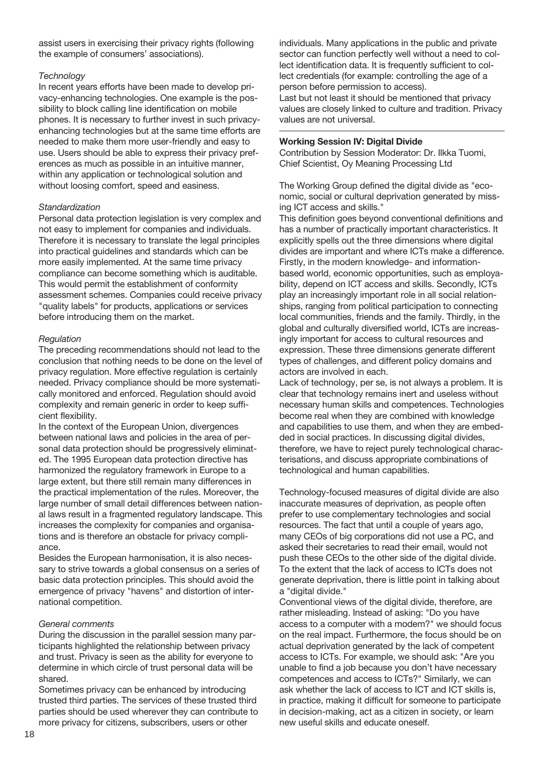assist users in exercising their privacy rights (following the example of consumers' associations).

*Technology*

In recent years efforts have been made to develop privacy-enhancing technologies. One example is the possibility to block calling line identification on mobile phones. It is necessary to further invest in such privacy-enhancing technologies but at the same time efforts are needed to make them more user-friendly and easy to use. Users should be able to express their privacy preferences as much as possible in an intuitive manner, within any application or technological solution and without loosing comfort, speed and easiness.

*Standardization*

Personal data protection legislation is very complex and not easy to implement for companies and individuals. Therefore it is necessary to translate the legal principles into practical guidelines and standards which can be more easily implemented. At the same time privacy compliance can become something which is auditable. This would permit the establishment of conformity assessment schemes. Companies could receive privacy "quality labels" for products, applications or services before introducing them on the market.

*Regulation*

The preceding recommendations should not lead to the conclusion that nothing needs to be done on the level of privacy regulation. More effective regulation is certainly needed. Privacy compliance should be more systematically monitored and enforced. Regulation should avoid complexity and remain generic in order to keep sufficient flexibility.

In the context of the European Union, divergences between national laws and policies in the area of personal data protection should be progressively eliminated. The 1995 European data protection directive has harmonized the regulatory framework in Europe to a large extent, but there still remain many differences in the practical implementation of the rules. Moreover, the large number of small detail differences between national laws result in a fragmented regulatory landscape. This increases the complexity for companies and organisations and is therefore an obstacle for privacy compliance.

Besides the European harmonisation, it is also necessary to strive towards a global consensus on a series of basic data protection principles. This should avoid the emergence of privacy "havens" and distortion of international competition.

*General comments*

During the discussion in the parallel session many participants highlighted the relationship between privacy and trust. Privacy is seen as the ability for everyone to determine in which circle of trust personal data will be shared.

Sometimes privacy can be enhanced by introducing trusted third parties. The services of these trusted third parties should be used wherever they can contribute to more privacy for citizens, subscribers, users or other individuals. Many applications in the public and private sector can function perfectly well without a need to collect identification data. It is frequently sufficient to collect credentials (for example: controlling the age of a person before permission to access).

Last but not least it should be mentioned that privacy values are closely linked to culture and tradition. Privacy values are not universal.

---

**Working Session IV: Digital Divide**

Contribution by Session Moderator: Dr. Ilkka Tuomi, Chief Scientist, Oy Meaning Processing Ltd

The Working Group defined the digital divide as "economic, social or cultural deprivation generated by missing ICT access and skills."

This definition goes beyond conventional definitions and has a number of practically important characteristics. It explicitly spells out the three dimensions where digital divides are important and where ICTs make a difference. Firstly, in the modern knowledge- and information-based world, economic opportunities, such as employability, depend on ICT access and skills. Secondly, ICTs play an increasingly important role in all social relationships, ranging from political participation to connecting local communities, friends and the family. Thirdly, in the global and culturally diversified world, ICTs are increasingly important for access to cultural resources and expression. These three dimensions generate different types of challenges, and different policy domains and actors are involved in each.

Lack of technology, per se, is not always a problem. It is clear that technology remains inert and useless without necessary human skills and competences. Technologies become real when they are combined with knowledge and capabilities to use them, and when they are embedded in social practices. In discussing digital divides, therefore, we have to reject purely technological characterisations, and discuss appropriate combinations of technological and human capabilities.

Technology-focused measures of digital divide are also inaccurate measures of deprivation, as people often prefer to use complementary technologies and social resources. The fact that until a couple of years ago, many CEOs of big corporations did not use a PC, and asked their secretaries to read their email, would not push these CEOs to the other side of the digital divide. To the extent that the lack of access to ICTs does not generate deprivation, there is little point in talking about a "digital divide."

Conventional views of the digital divide, therefore, are rather misleading. Instead of asking: "Do you have access to a computer with a modem?" we should focus on the real impact. Furthermore, the focus should be on actual deprivation generated by the lack of competent access to ICTs. For example, we should ask: "Are you unable to find a job because you don't have necessary competences and access to ICTs?" Similarly, we can ask whether the lack of access to ICT and ICT skills is, in practice, making it difficult for someone to participate in decision-making, act as a citizen in society, or learn new useful skills and educate oneself.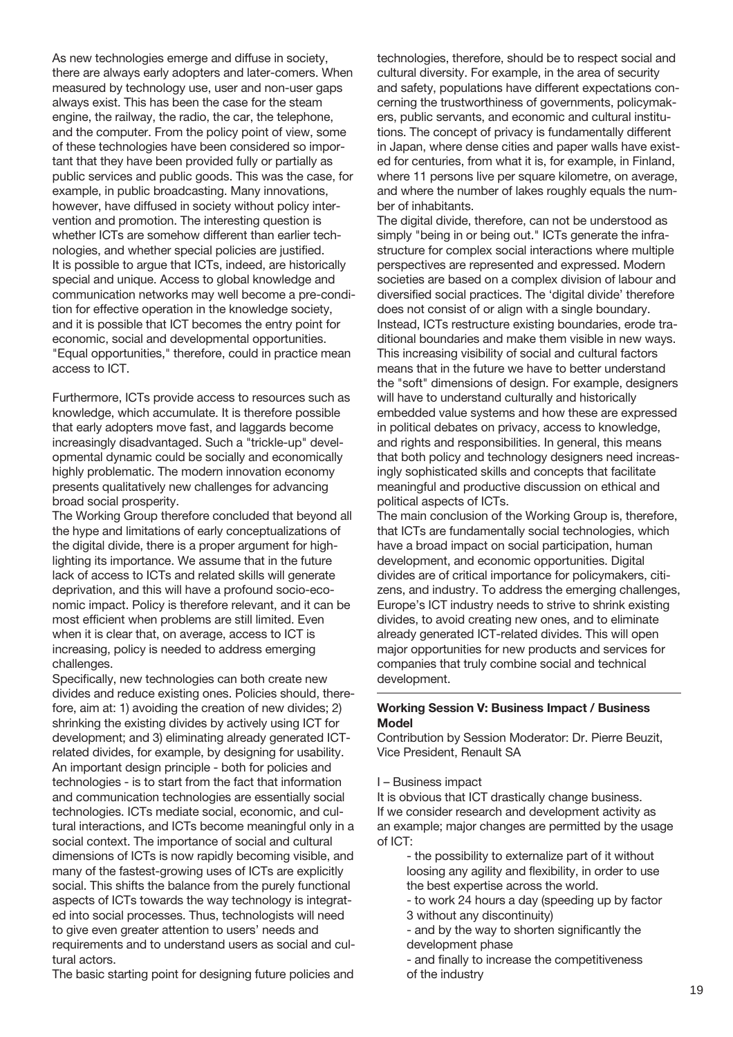As new technologies emerge and diffuse in society, there are always early adopters and later-comers. When measured by technology use, user and non-user gaps always exist. This has been the case for the steam engine, the railway, the radio, the car, the telephone, and the computer. From the policy point of view, some of these technologies have been considered so important that they have been provided fully or partially as public services and public goods. This was the case, for example, in public broadcasting. Many innovations, however, have diffused in society without policy intervention and promotion. The interesting question is whether ICTs are somehow different than earlier technologies, and whether special policies are justified.
It is possible to argue that ICTs, indeed, are historically special and unique. Access to global knowledge and communication networks may well become a pre-condition for effective operation in the knowledge society, and it is possible that ICT becomes the entry point for economic, social and developmental opportunities. "Equal opportunities," therefore, could in practice mean access to ICT.

Furthermore, ICTs provide access to resources such as knowledge, which accumulate. It is therefore possible that early adopters move fast, and laggards become increasingly disadvantaged. Such a "trickle-up" developmental dynamic could be socially and economically highly problematic. The modern innovation economy presents qualitatively new challenges for advancing broad social prosperity.
The Working Group therefore concluded that beyond all the hype and limitations of early conceptualizations of the digital divide, there is a proper argument for highlighting its importance. We assume that in the future lack of access to ICTs and related skills will generate deprivation, and this will have a profound socio-economic impact. Policy is therefore relevant, and it can be most efficient when problems are still limited. Even when it is clear that, on average, access to ICT is increasing, policy is needed to address emerging challenges.
Specifically, new technologies can both create new divides and reduce existing ones. Policies should, therefore, aim at: 1) avoiding the creation of new divides; 2) shrinking the existing divides by actively using ICT for development; and 3) eliminating already generated ICT-related divides, for example, by designing for usability. An important design principle - both for policies and technologies - is to start from the fact that information and communication technologies are essentially social technologies. ICTs mediate social, economic, and cultural interactions, and ICTs become meaningful only in a social context. The importance of social and cultural dimensions of ICTs is now rapidly becoming visible, and many of the fastest-growing uses of ICTs are explicitly social. This shifts the balance from the purely functional aspects of ICTs towards the way technology is integrated into social processes. Thus, technologists will need to give even greater attention to users' needs and requirements and to understand users as social and cultural actors.
The basic starting point for designing future policies and technologies, therefore, should be to respect social and cultural diversity. For example, in the area of security and safety, populations have different expectations concerning the trustworthiness of governments, policymakers, public servants, and economic and cultural institutions. The concept of privacy is fundamentally different in Japan, where dense cities and paper walls have existed for centuries, from what it is, for example, in Finland, where 11 persons live per square kilometre, on average, and where the number of lakes roughly equals the number of inhabitants.
The digital divide, therefore, can not be understood as simply "being in or being out." ICTs generate the infrastructure for complex social interactions where multiple perspectives are represented and expressed. Modern societies are based on a complex division of labour and diversified social practices. The 'digital divide' therefore does not consist of or align with a single boundary. Instead, ICTs restructure existing boundaries, erode traditional boundaries and make them visible in new ways. This increasing visibility of social and cultural factors means that in the future we have to better understand the "soft" dimensions of design. For example, designers will have to understand culturally and historically embedded value systems and how these are expressed in political debates on privacy, access to knowledge, and rights and responsibilities. In general, this means that both policy and technology designers need increasingly sophisticated skills and concepts that facilitate meaningful and productive discussion on ethical and political aspects of ICTs.
The main conclusion of the Working Group is, therefore, that ICTs are fundamentally social technologies, which have a broad impact on social participation, human development, and economic opportunities. Digital divides are of critical importance for policymakers, citizens, and industry. To address the emerging challenges, Europe's ICT industry needs to strive to shrink existing divides, to avoid creating new ones, and to eliminate already generated ICT-related divides. This will open major opportunities for new products and services for companies that truly combine social and technical development.

---

**Working Session V: Business Impact / Business Model**

Contribution by Session Moderator: Dr. Pierre Beuzit, Vice President, Renault SA

I – Business impact

It is obvious that ICT drastically change business. If we consider research and development activity as an example; major changes are permitted by the usage of ICT:

- the possibility to externalize part of it without loosing any agility and flexibility, in order to use the best expertise across the world.
- to work 24 hours a day (speeding up by factor 3 without any discontinuity)
- and by the way to shorten significantly the development phase
- and finally to increase the competitiveness of the industry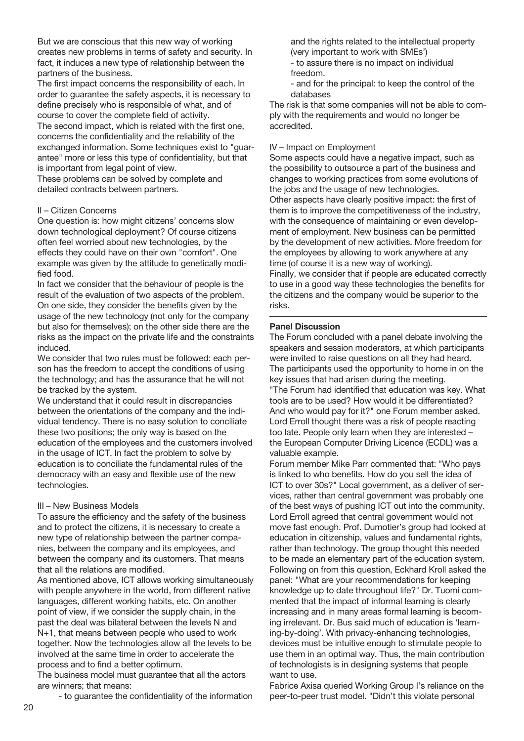But we are conscious that this new way of working creates new problems in terms of safety and security. In fact, it induces a new type of relationship between the partners of the business.

The first impact concerns the responsibility of each. In order to guarantee the safety aspects, it is necessary to define precisely who is responsible of what, and of course to cover the complete field of activity.

The second impact, which is related with the first one, concerns the confidentiality and the reliability of the exchanged information. Some techniques exist to "guarantee" more or less this type of confidentiality, but that is important from legal point of view.

These problems can be solved by complete and detailed contracts between partners.

II – Citizen Concerns

One question is: how might citizens' concerns slow down technological deployment? Of course citizens often feel worried about new technologies, by the effects they could have on their own "comfort". One example was given by the attitude to genetically modified food.

In fact we consider that the behaviour of people is the result of the evaluation of two aspects of the problem. On one side, they consider the benefits given by the usage of the new technology (not only for the company but also for themselves); on the other side there are the risks as the impact on the private life and the constraints induced.

We consider that two rules must be followed: each person has the freedom to accept the conditions of using the technology; and has the assurance that he will not be tracked by the system.

We understand that it could result in discrepancies between the orientations of the company and the individual tendency. There is no easy solution to conciliate these two positions; the only way is based on the education of the employees and the customers involved in the usage of ICT. In fact the problem to solve by education is to conciliate the fundamental rules of the democracy with an easy and flexible use of the new technologies.

III – New Business Models

To assure the efficiency and the safety of the business and to protect the citizens, it is necessary to create a new type of relationship between the partner companies, between the company and its employees, and between the company and its customers. That means that all the relations are modified.

As mentioned above, ICT allows working simultaneously with people anywhere in the world, from different native languages, different working habits, etc. On another point of view, if we consider the supply chain, in the past the deal was bilateral between the levels N and N+1, that means between people who used to work together. Now the technologies allow all the levels to be involved at the same time in order to accelerate the process and to find a better optimum.

The business model must guarantee that all the actors are winners; that means:

- to guarantee the confidentiality of the information and the rights related to the intellectual property (very important to work with SMEs')
- to assure there is no impact on individual freedom.
- and for the principal: to keep the control of the databases

The risk is that some companies will not be able to comply with the requirements and would no longer be accredited.

IV – Impact on Employment

Some aspects could have a negative impact, such as the possibility to outsource a part of the business and changes to working practices from some evolutions of the jobs and the usage of new technologies.

Other aspects have clearly positive impact: the first of them is to improve the competitiveness of the industry, with the consequence of maintaining or even development of employment. New business can be permitted by the development of new activities. More freedom for the employees by allowing to work anywhere at any time (of course it is a new way of working).

Finally, we consider that if people are educated correctly to use in a good way these technologies the benefits for the citizens and the company would be superior to the risks.

---

**Panel Discussion**

The Forum concluded with a panel debate involving the speakers and session moderators, at which participants were invited to raise questions on all they had heard. The participants used the opportunity to home in on the key issues that had arisen during the meeting.

"The Forum had identified that education was key. What tools are to be used? How would it be differentiated? And who would pay for it?" one Forum member asked. Lord Erroll thought there was a risk of people reacting too late. People only learn when they are interested – the European Computer Driving Licence (ECDL) was a valuable example.

Forum member Mike Parr commented that: "Who pays is linked to who benefits. How do you sell the idea of ICT to over 30s?" Local government, as a deliver of services, rather than central government was probably one of the best ways of pushing ICT out into the community. Lord Erroll agreed that central government would not move fast enough. Prof. Dumotier's group had looked at education in citizenship, values and fundamental rights, rather than technology. The group thought this needed to be made an elementary part of the education system. Following on from this question, Eckhard Kroll asked the panel: "What are your recommendations for keeping knowledge up to date throughout life?" Dr. Tuomi commented that the impact of informal learning is clearly increasing and in many areas formal learning is becoming irrelevant. Dr. Bus said much of education is 'learning-by-doing'. With privacy-enhancing technologies, devices must be intuitive enough to stimulate people to use them in an optimal way. Thus, the main contribution of technologists is in designing systems that people want to use.

Fabrice Axisa queried Working Group I's reliance on the peer-to-peer trust model. "Didn't this violate personal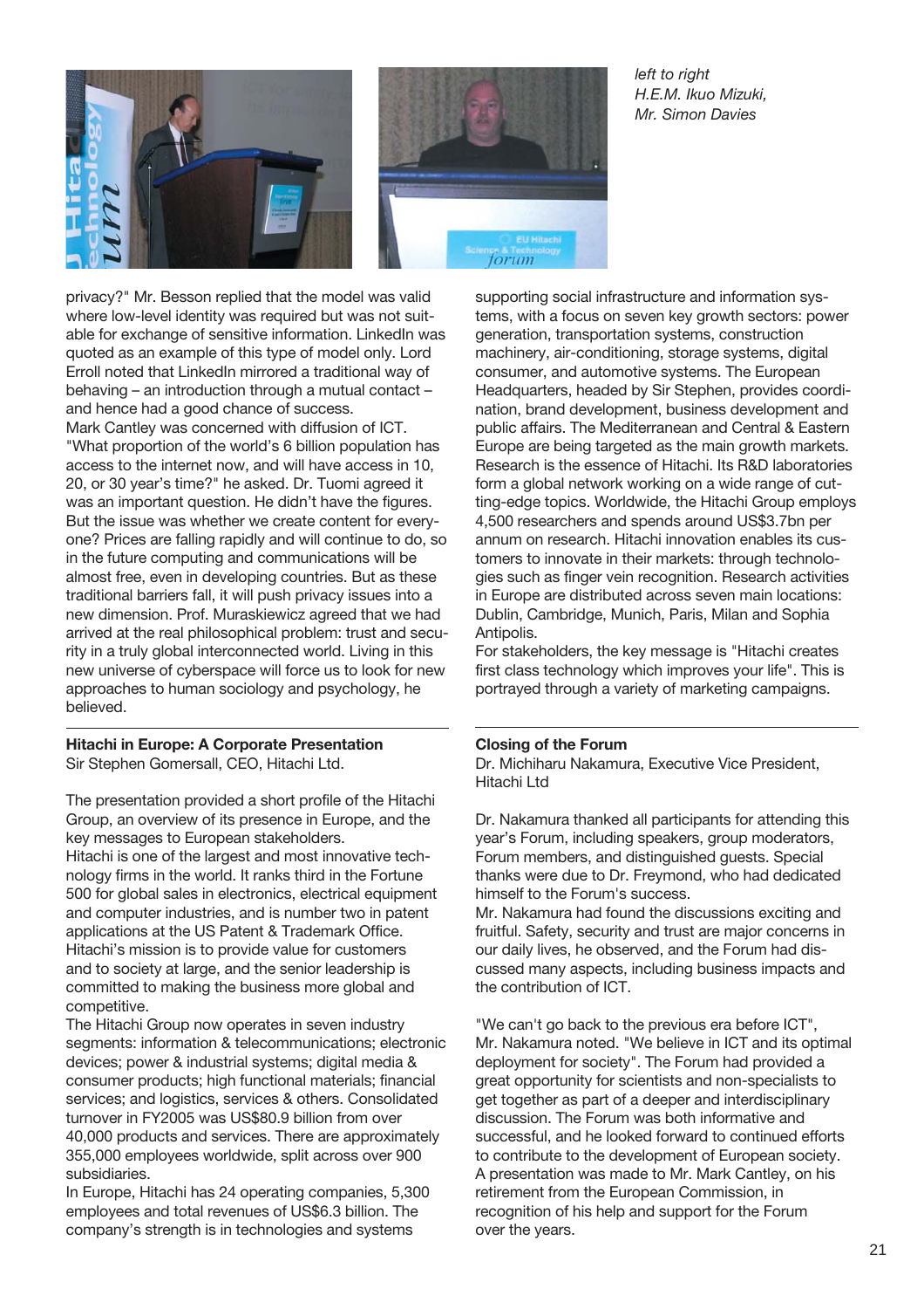*left to right*
*H.E.M. Ikuo Mizuki,*
*Mr. Simon Davies*

privacy?" Mr. Besson replied that the model was valid where low-level identity was required but was not suitable for exchange of sensitive information. LinkedIn was quoted as an example of this type of model only. Lord Erroll noted that LinkedIn mirrored a traditional way of behaving – an introduction through a mutual contact – and hence had a good chance of success.
Mark Cantley was concerned with diffusion of ICT. "What proportion of the world's 6 billion population has access to the internet now, and will have access in 10, 20, or 30 year's time?" he asked. Dr. Tuomi agreed it was an important question. He didn't have the figures. But the issue was whether we create content for everyone? Prices are falling rapidly and will continue to do, so in the future computing and communications will be almost free, even in developing countries. But as these traditional barriers fall, it will push privacy issues into a new dimension. Prof. Muraskiewicz agreed that we had arrived at the real philosophical problem: trust and security in a truly global interconnected world. Living in this new universe of cyberspace will force us to look for new approaches to human sociology and psychology, he believed.

**Hitachi in Europe: A Corporate Presentation**
Sir Stephen Gomersall, CEO, Hitachi Ltd.

The presentation provided a short profile of the Hitachi Group, an overview of its presence in Europe, and the key messages to European stakeholders.
Hitachi is one of the largest and most innovative technology firms in the world. It ranks third in the Fortune 500 for global sales in electronics, electrical equipment and computer industries, and is number two in patent applications at the US Patent & Trademark Office. Hitachi's mission is to provide value for customers and to society at large, and the senior leadership is committed to making the business more global and competitive.
The Hitachi Group now operates in seven industry segments: information & telecommunications; electronic devices; power & industrial systems; digital media & consumer products; high functional materials; financial services; and logistics, services & others. Consolidated turnover in FY2005 was US$80.9 billion from over 40,000 products and services. There are approximately 355,000 employees worldwide, split across over 900 subsidiaries.
In Europe, Hitachi has 24 operating companies, 5,300 employees and total revenues of US$6.3 billion. The company's strength is in technologies and systems supporting social infrastructure and information systems, with a focus on seven key growth sectors: power generation, transportation systems, construction machinery, air-conditioning, storage systems, digital consumer, and automotive systems. The European Headquarters, headed by Sir Stephen, provides coordination, brand development, business development and public affairs. The Mediterranean and Central & Eastern Europe are being targeted as the main growth markets.
Research is the essence of Hitachi. Its R&D laboratories form a global network working on a wide range of cutting-edge topics. Worldwide, the Hitachi Group employs 4,500 researchers and spends around US$3.7bn per annum on research. Hitachi innovation enables its customers to innovate in their markets: through technologies such as finger vein recognition. Research activities in Europe are distributed across seven main locations: Dublin, Cambridge, Munich, Paris, Milan and Sophia Antipolis.
For stakeholders, the key message is "Hitachi creates first class technology which improves your life". This is portrayed through a variety of marketing campaigns.

**Closing of the Forum**
Dr. Michiharu Nakamura, Executive Vice President, Hitachi Ltd

Dr. Nakamura thanked all participants for attending this year's Forum, including speakers, group moderators, Forum members, and distinguished guests. Special thanks were due to Dr. Freymond, who had dedicated himself to the Forum's success.
Mr. Nakamura had found the discussions exciting and fruitful. Safety, security and trust are major concerns in our daily lives, he observed, and the Forum had discussed many aspects, including business impacts and the contribution of ICT.

"We can't go back to the previous era before ICT", Mr. Nakamura noted. "We believe in ICT and its optimal deployment for society". The Forum had provided a great opportunity for scientists and non-specialists to get together as part of a deeper and interdisciplinary discussion. The Forum was both informative and successful, and he looked forward to continued efforts to contribute to the development of European society.
A presentation was made to Mr. Mark Cantley, on his retirement from the European Commission, in recognition of his help and support for the Forum over the years.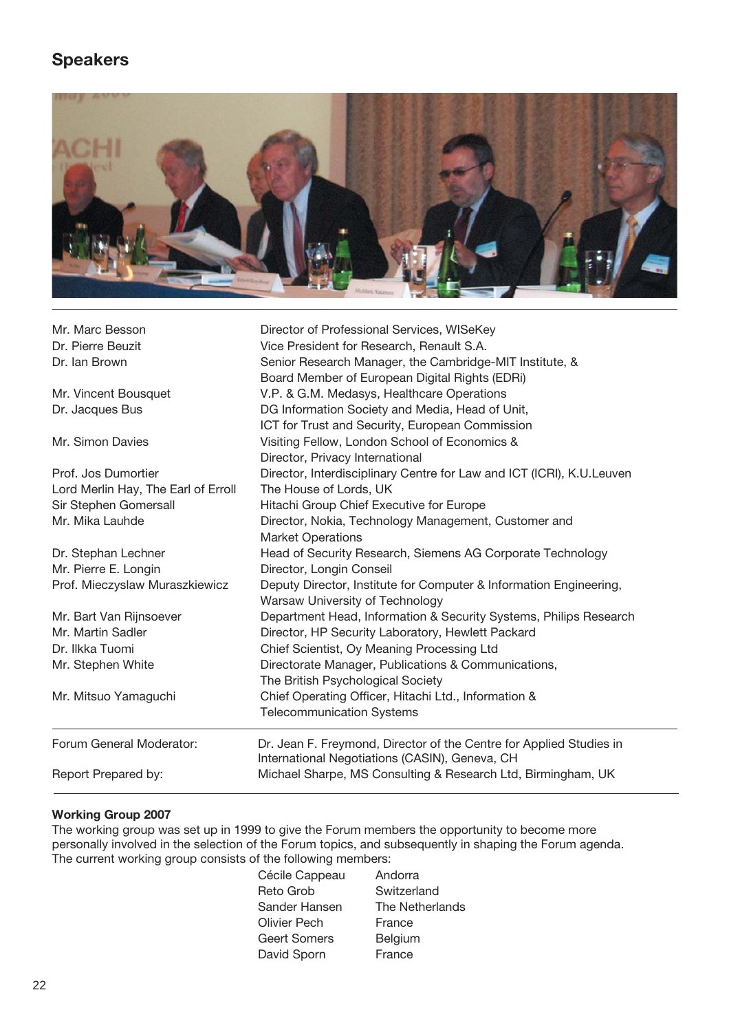## Speakers

| | |
|---|---|
| Mr. Marc Besson | Director of Professional Services, WISeKey |
| Dr. Pierre Beuzit | Vice President for Research, Renault S.A. |
| Dr. Ian Brown | Senior Research Manager, the Cambridge-MIT Institute, & Board Member of European Digital Rights (EDRi) |
| Mr. Vincent Bousquet | V.P. & G.M. Medasys, Healthcare Operations |
| Dr. Jacques Bus | DG Information Society and Media, Head of Unit, ICT for Trust and Security, European Commission |
| Mr. Simon Davies | Visiting Fellow, London School of Economics & Director, Privacy International |
| Prof. Jos Dumortier | Director, Interdisciplinary Centre for Law and ICT (ICRI), K.U.Leuven |
| Lord Merlin Hay, The Earl of Erroll | The House of Lords, UK |
| Sir Stephen Gomersall | Hitachi Group Chief Executive for Europe |
| Mr. Mika Lauhde | Director, Nokia, Technology Management, Customer and Market Operations |
| Dr. Stephan Lechner | Head of Security Research, Siemens AG Corporate Technology |
| Mr. Pierre E. Longin | Director, Longin Conseil |
| Prof. Mieczyslaw Muraszkiewicz | Deputy Director, Institute for Computer & Information Engineering, Warsaw University of Technology |
| Mr. Bart Van Rijnsoever | Department Head, Information & Security Systems, Philips Research |
| Mr. Martin Sadler | Director, HP Security Laboratory, Hewlett Packard |
| Dr. Ilkka Tuomi | Chief Scientist, Oy Meaning Processing Ltd |
| Mr. Stephen White | Directorate Manager, Publications & Communications, The British Psychological Society |
| Mr. Mitsuo Yamaguchi | Chief Operating Officer, Hitachi Ltd., Information & Telecommunication Systems |

| | |
|---|---|
| Forum General Moderator: | Dr. Jean F. Freymond, Director of the Centre for Applied Studies in International Negotiations (CASIN), Geneva, CH |
| Report Prepared by: | Michael Sharpe, MS Consulting & Research Ltd, Birmingham, UK |

**Working Group 2007**

The working group was set up in 1999 to give the Forum members the opportunity to become more personally involved in the selection of the Forum topics, and subsequently in shaping the Forum agenda. The current working group consists of the following members:

| | |
|---|---|
| Cécile Cappeau | Andorra |
| Reto Grob | Switzerland |
| Sander Hansen | The Netherlands |
| Olivier Pech | France |
| Geert Somers | Belgium |
| David Sporn | France |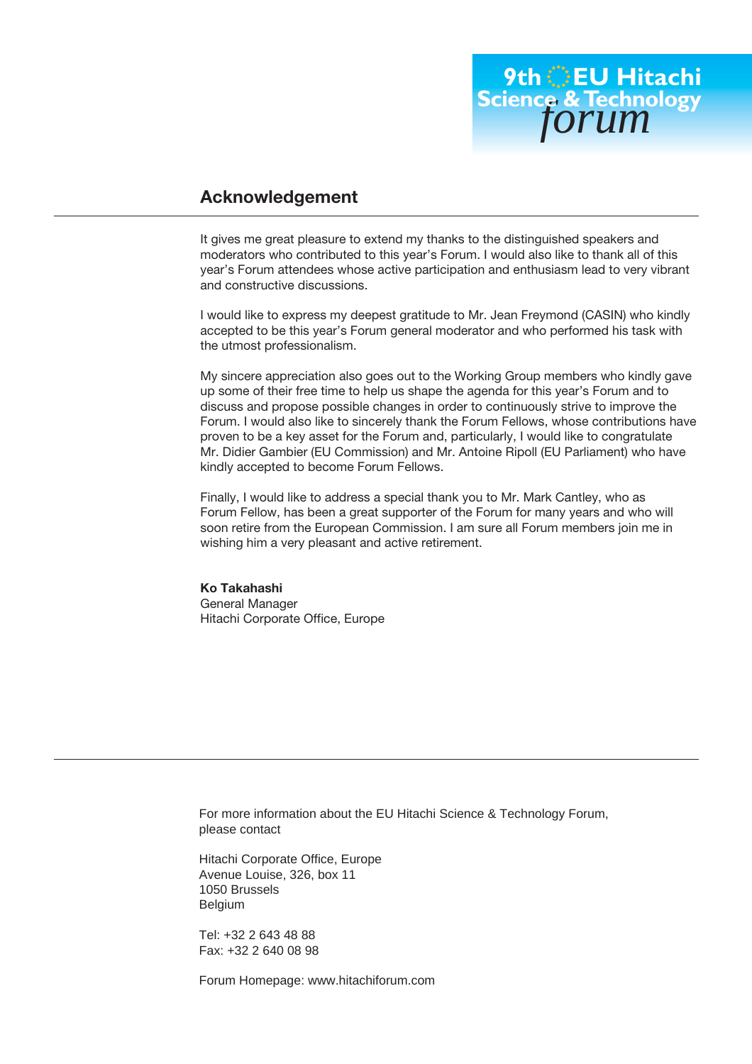9th EU Hitachi Science & Technology *forum*

## Acknowledgement

It gives me great pleasure to extend my thanks to the distinguished speakers and moderators who contributed to this year's Forum. I would also like to thank all of this year's Forum attendees whose active participation and enthusiasm lead to very vibrant and constructive discussions.

I would like to express my deepest gratitude to Mr. Jean Freymond (CASIN) who kindly accepted to be this year's Forum general moderator and who performed his task with the utmost professionalism.

My sincere appreciation also goes out to the Working Group members who kindly gave up some of their free time to help us shape the agenda for this year's Forum and to discuss and propose possible changes in order to continuously strive to improve the Forum. I would also like to sincerely thank the Forum Fellows, whose contributions have proven to be a key asset for the Forum and, particularly, I would like to congratulate Mr. Didier Gambier (EU Commission) and Mr. Antoine Ripoll (EU Parliament) who have kindly accepted to become Forum Fellows.

Finally, I would like to address a special thank you to Mr. Mark Cantley, who as Forum Fellow, has been a great supporter of the Forum for many years and who will soon retire from the European Commission. I am sure all Forum members join me in wishing him a very pleasant and active retirement.

**Ko Takahashi**
General Manager
Hitachi Corporate Office, Europe

---

For more information about the EU Hitachi Science & Technology Forum, please contact

Hitachi Corporate Office, Europe
Avenue Louise, 326, box 11
1050 Brussels
Belgium

Tel: +32 2 643 48 88
Fax: +32 2 640 08 98

Forum Homepage: www.hitachiforum.com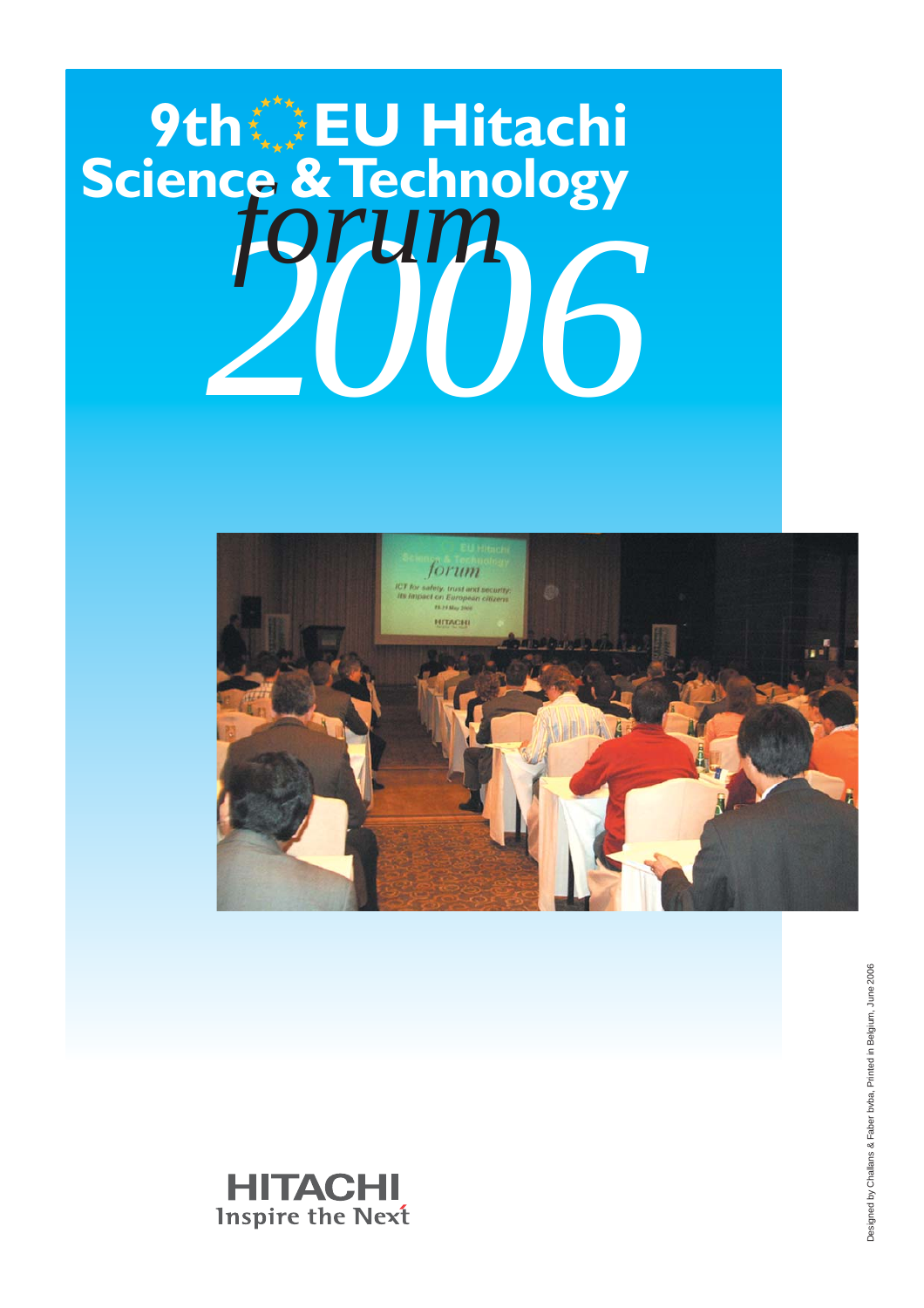# 9th EU Hitachi Science & Technology *forum* 2006

HITACHI
Inspire the Next

Designed by Challans & Faber bvba, Printed in Belgium, June 2006